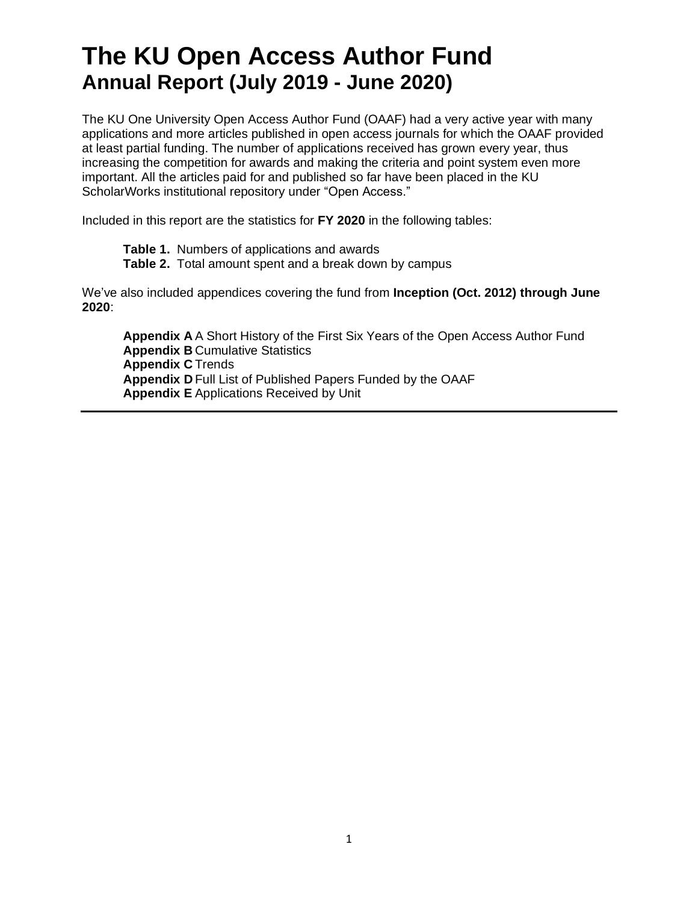# The KU Open Access Author Fund
## Annual Report (July 2019 - June 2020)

The KU One University Open Access Author Fund (OAAF) had a very active year with many applications and more articles published in open access journals for which the OAAF provided at least partial funding. The number of applications received has grown every year, thus increasing the competition for awards and making the criteria and point system even more important. All the articles paid for and published so far have been placed in the KU ScholarWorks institutional repository under "Open Access."

Included in this report are the statistics for **FY 2020** in the following tables:

**Table 1.** Numbers of applications and awards
**Table 2.** Total amount spent and a break down by campus

We've also included appendices covering the fund from **Inception (Oct. 2012) through June 2020**:

**Appendix A** A Short History of the First Six Years of the Open Access Author Fund
**Appendix B** Cumulative Statistics
**Appendix C** Trends
**Appendix D** Full List of Published Papers Funded by the OAAF
**Appendix E** Applications Received by Unit

---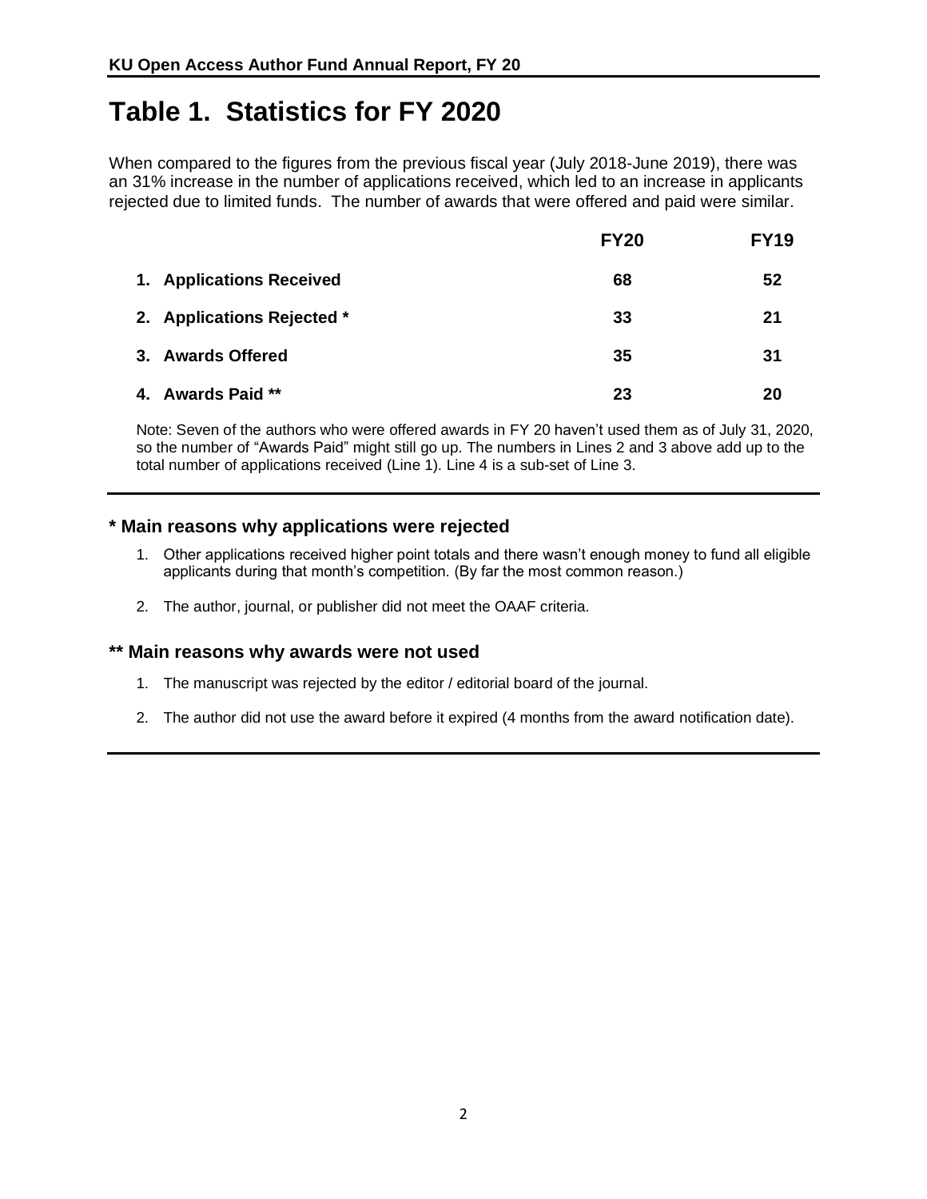# Table 1. Statistics for FY 2020

When compared to the figures from the previous fiscal year (July 2018-June 2019), there was an 31% increase in the number of applications received, which led to an increase in applicants rejected due to limited funds. The number of awards that were offered and paid were similar.

| | FY20 | FY19 |
|---|---|---|
| 1. Applications Received | 68 | 52 |
| 2. Applications Rejected * | 33 | 21 |
| 3. Awards Offered | 35 | 31 |
| 4. Awards Paid ** | 23 | 20 |

Note: Seven of the authors who were offered awards in FY 20 haven't used them as of July 31, 2020, so the number of "Awards Paid" might still go up. The numbers in Lines 2 and 3 above add up to the total number of applications received (Line 1). Line 4 is a sub-set of Line 3.

### * Main reasons why applications were rejected

1. Other applications received higher point totals and there wasn't enough money to fund all eligible applicants during that month's competition. (By far the most common reason.)
2. The author, journal, or publisher did not meet the OAAF criteria.

### ** Main reasons why awards were not used

1. The manuscript was rejected by the editor / editorial board of the journal.
2. The author did not use the award before it expired (4 months from the award notification date).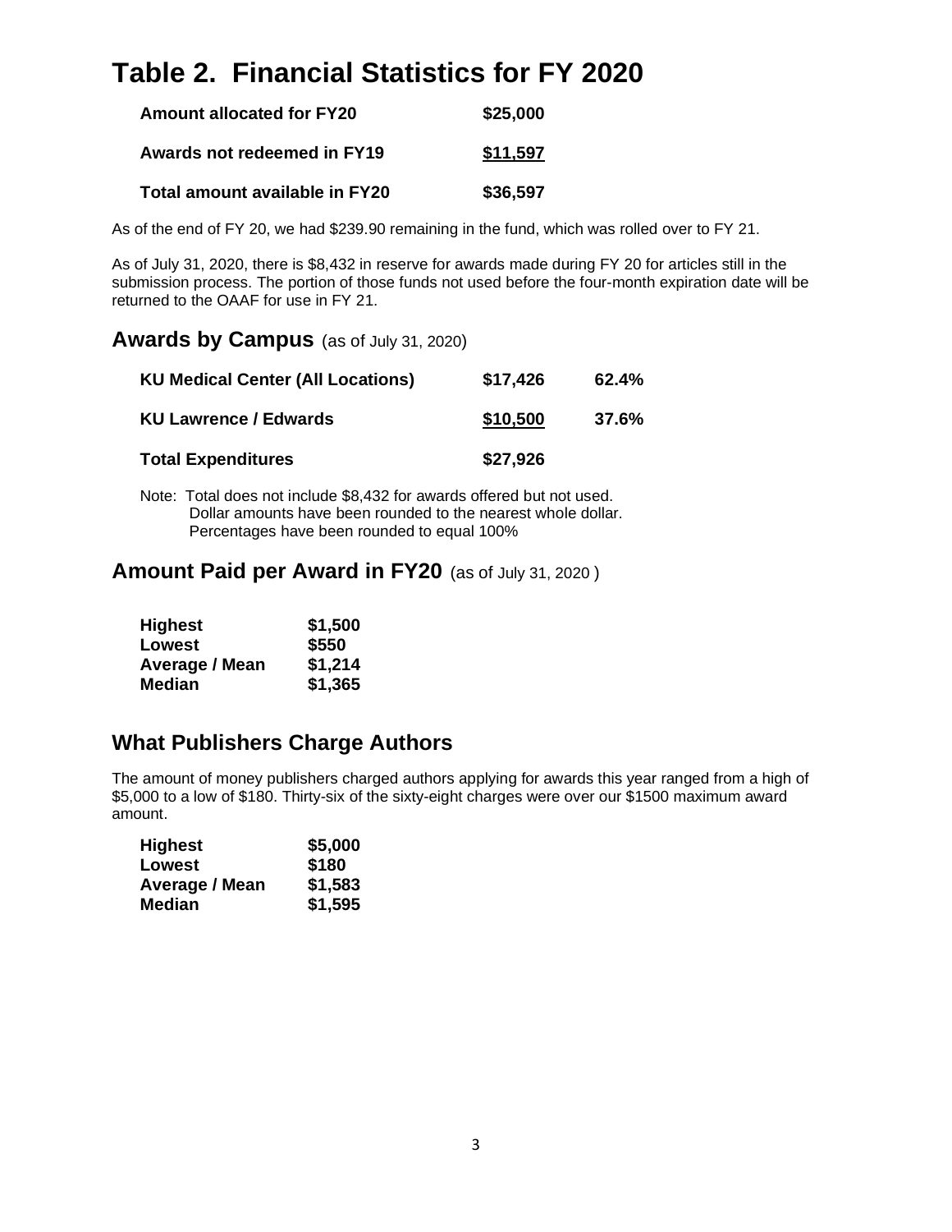# Table 2. Financial Statistics for FY 2020

| | |
|---|---|
| **Amount allocated for FY20** | **$25,000** |
| **Awards not redeemed in FY19** | **$11,597** |
| **Total amount available in FY20** | **$36,597** |

As of the end of FY 20, we had $239.90 remaining in the fund, which was rolled over to FY 21.

As of July 31, 2020, there is $8,432 in reserve for awards made during FY 20 for articles still in the submission process. The portion of those funds not used before the four-month expiration date will be returned to the OAAF for use in FY 21.

## Awards by Campus (as of July 31, 2020)

| | | |
|---|---|---|
| **KU Medical Center (All Locations)** | **$17,426** | **62.4%** |
| **KU Lawrence / Edwards** | **$10,500** | **37.6%** |
| **Total Expenditures** | **$27,926** | |

Note: Total does not include $8,432 for awards offered but not used.
Dollar amounts have been rounded to the nearest whole dollar.
Percentages have been rounded to equal 100%

## Amount Paid per Award in FY20 (as of July 31, 2020 )

| | |
|---|---|
| **Highest** | **$1,500** |
| **Lowest** | **$550** |
| **Average / Mean** | **$1,214** |
| **Median** | **$1,365** |

## What Publishers Charge Authors

The amount of money publishers charged authors applying for awards this year ranged from a high of $5,000 to a low of $180. Thirty-six of the sixty-eight charges were over our $1500 maximum award amount.

| | |
|---|---|
| **Highest** | **$5,000** |
| **Lowest** | **$180** |
| **Average / Mean** | **$1,583** |
| **Median** | **$1,595** |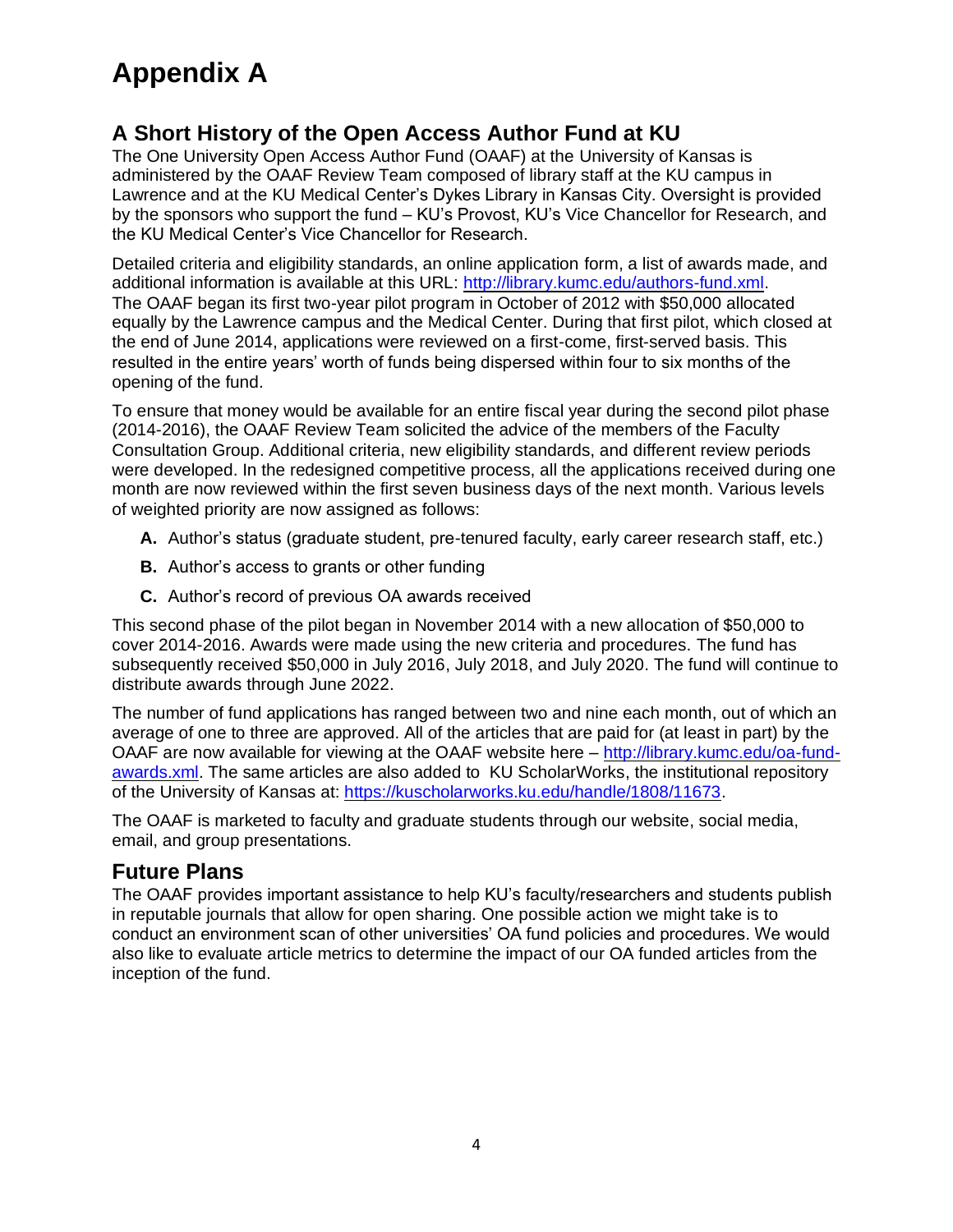# Appendix A

## A Short History of the Open Access Author Fund at KU

The One University Open Access Author Fund (OAAF) at the University of Kansas is administered by the OAAF Review Team composed of library staff at the KU campus in Lawrence and at the KU Medical Center's Dykes Library in Kansas City. Oversight is provided by the sponsors who support the fund – KU's Provost, KU's Vice Chancellor for Research, and the KU Medical Center's Vice Chancellor for Research.

Detailed criteria and eligibility standards, an online application form, a list of awards made, and additional information is available at this URL: http://library.kumc.edu/authors-fund.xml. The OAAF began its first two-year pilot program in October of 2012 with $50,000 allocated equally by the Lawrence campus and the Medical Center. During that first pilot, which closed at the end of June 2014, applications were reviewed on a first-come, first-served basis. This resulted in the entire years' worth of funds being dispersed within four to six months of the opening of the fund.

To ensure that money would be available for an entire fiscal year during the second pilot phase (2014-2016), the OAAF Review Team solicited the advice of the members of the Faculty Consultation Group. Additional criteria, new eligibility standards, and different review periods were developed. In the redesigned competitive process, all the applications received during one month are now reviewed within the first seven business days of the next month. Various levels of weighted priority are now assigned as follows:

- **A.** Author's status (graduate student, pre-tenured faculty, early career research staff, etc.)
- **B.** Author's access to grants or other funding
- **C.** Author's record of previous OA awards received

This second phase of the pilot began in November 2014 with a new allocation of $50,000 to cover 2014-2016. Awards were made using the new criteria and procedures. The fund has subsequently received $50,000 in July 2016, July 2018, and July 2020. The fund will continue to distribute awards through June 2022.

The number of fund applications has ranged between two and nine each month, out of which an average of one to three are approved. All of the articles that are paid for (at least in part) by the OAAF are now available for viewing at the OAAF website here – http://library.kumc.edu/oa-fund-awards.xml. The same articles are also added to KU ScholarWorks, the institutional repository of the University of Kansas at: https://kuscholarworks.ku.edu/handle/1808/11673.

The OAAF is marketed to faculty and graduate students through our website, social media, email, and group presentations.

## Future Plans

The OAAF provides important assistance to help KU's faculty/researchers and students publish in reputable journals that allow for open sharing. One possible action we might take is to conduct an environment scan of other universities' OA fund policies and procedures. We would also like to evaluate article metrics to determine the impact of our OA funded articles from the inception of the fund.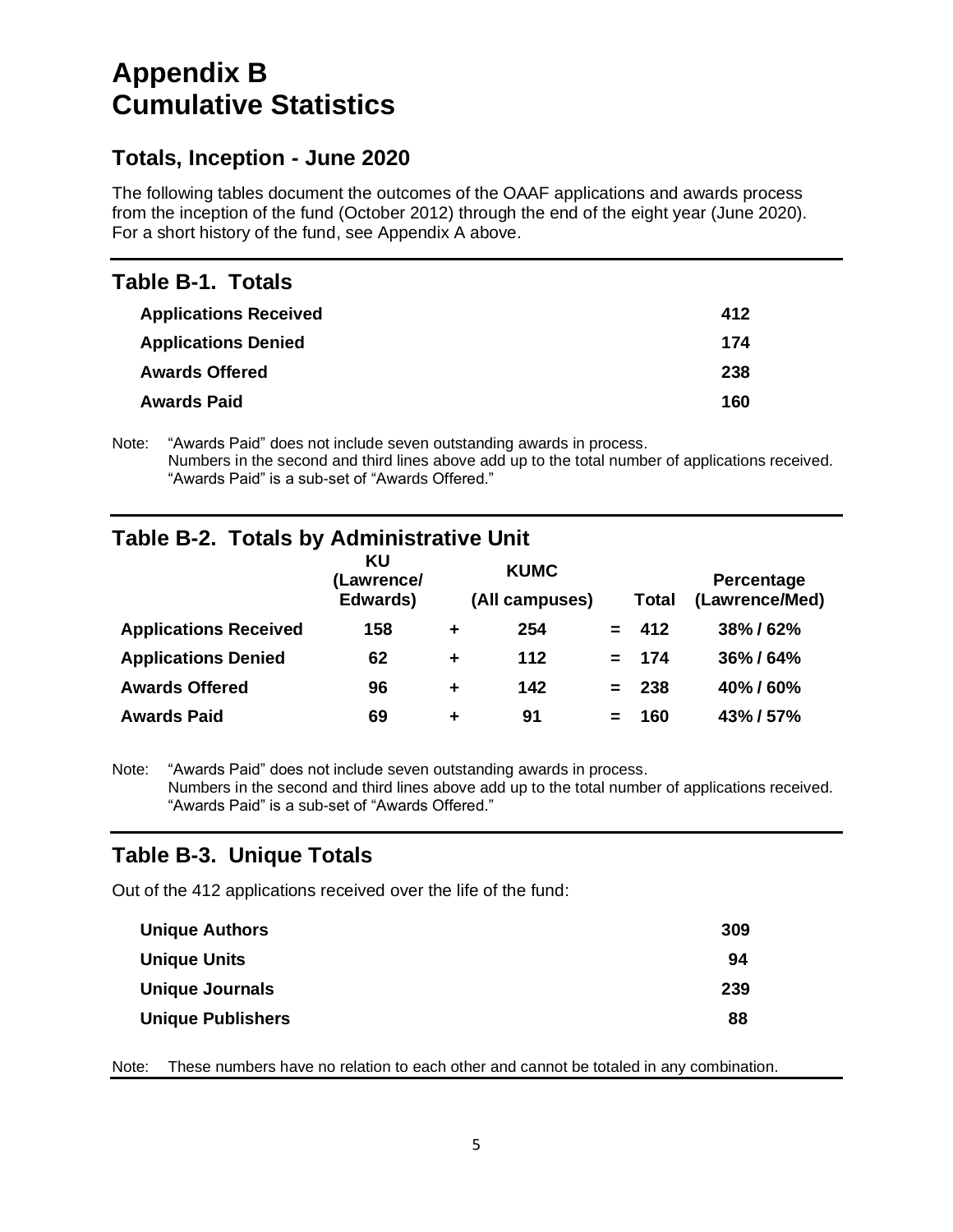# Appendix B
# Cumulative Statistics

## Totals, Inception - June 2020

The following tables document the outcomes of the OAAF applications and awards process from the inception of the fund (October 2012) through the end of the eight year (June 2020). For a short history of the fund, see Appendix A above.

### Table B-1. Totals

| | |
|---|---|
| **Applications Received** | **412** |
| **Applications Denied** | **174** |
| **Awards Offered** | **238** |
| **Awards Paid** | **160** |

Note: "Awards Paid" does not include seven outstanding awards in process.
Numbers in the second and third lines above add up to the total number of applications received.
"Awards Paid" is a sub-set of "Awards Offered."

### Table B-2. Totals by Administrative Unit

| | KU (Lawrence/ Edwards) | | KUMC (All campuses) | | Total | Percentage (Lawrence/Med) |
|---|---|---|---|---|---|---|
| **Applications Received** | **158** | **+** | **254** | **=** | **412** | **38% / 62%** |
| **Applications Denied** | **62** | **+** | **112** | **=** | **174** | **36% / 64%** |
| **Awards Offered** | **96** | **+** | **142** | **=** | **238** | **40% / 60%** |
| **Awards Paid** | **69** | **+** | **91** | **=** | **160** | **43% / 57%** |

Note: "Awards Paid" does not include seven outstanding awards in process.
Numbers in the second and third lines above add up to the total number of applications received.
"Awards Paid" is a sub-set of "Awards Offered."

### Table B-3. Unique Totals

Out of the 412 applications received over the life of the fund:

| | |
|---|---|
| **Unique Authors** | **309** |
| **Unique Units** | **94** |
| **Unique Journals** | **239** |
| **Unique Publishers** | **88** |

Note: These numbers have no relation to each other and cannot be totaled in any combination.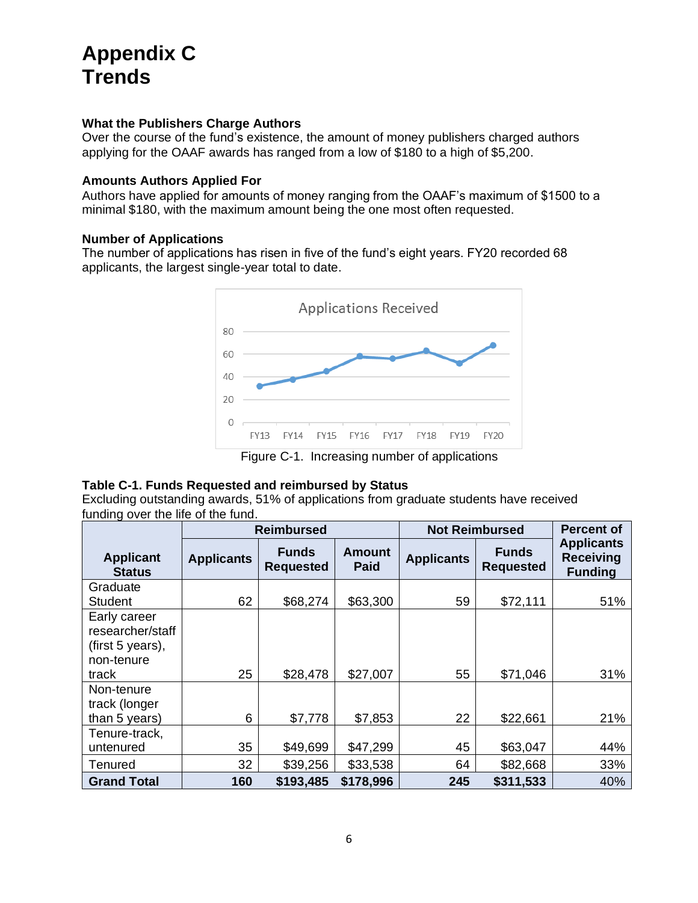# Appendix C
# Trends

**What the Publishers Charge Authors**
Over the course of the fund's existence, the amount of money publishers charged authors applying for the OAAF awards has ranged from a low of $180 to a high of $5,200.

**Amounts Authors Applied For**
Authors have applied for amounts of money ranging from the OAAF's maximum of $1500 to a minimal $180, with the maximum amount being the one most often requested.

**Number of Applications**
The number of applications has risen in five of the fund's eight years. FY20 recorded 68 applicants, the largest single-year total to date.

Figure C-1. Increasing number of applications

**Table C-1. Funds Requested and reimbursed by Status**
Excluding outstanding awards, 51% of applications from graduate students have received funding over the life of the fund.

| Applicant Status | Reimbursed | | | Not Reimbursed | | Percent of Applicants Receiving Funding |
|---|---|---|---|---|---|---|
| | Applicants | Funds Requested | Amount Paid | Applicants | Funds Requested | |
| Graduate Student | 62 | $68,274 | $63,300 | 59 | $72,111 | 51% |
| Early career researcher/staff (first 5 years), non-tenure track | 25 | $28,478 | $27,007 | 55 | $71,046 | 31% |
| Non-tenure track (longer than 5 years) | 6 | $7,778 | $7,853 | 22 | $22,661 | 21% |
| Tenure-track, untenured | 35 | $49,699 | $47,299 | 45 | $63,047 | 44% |
| Tenured | 32 | $39,256 | $33,538 | 64 | $82,668 | 33% |
| **Grand Total** | **160** | **$193,485** | **$178,996** | **245** | **$311,533** | 40% |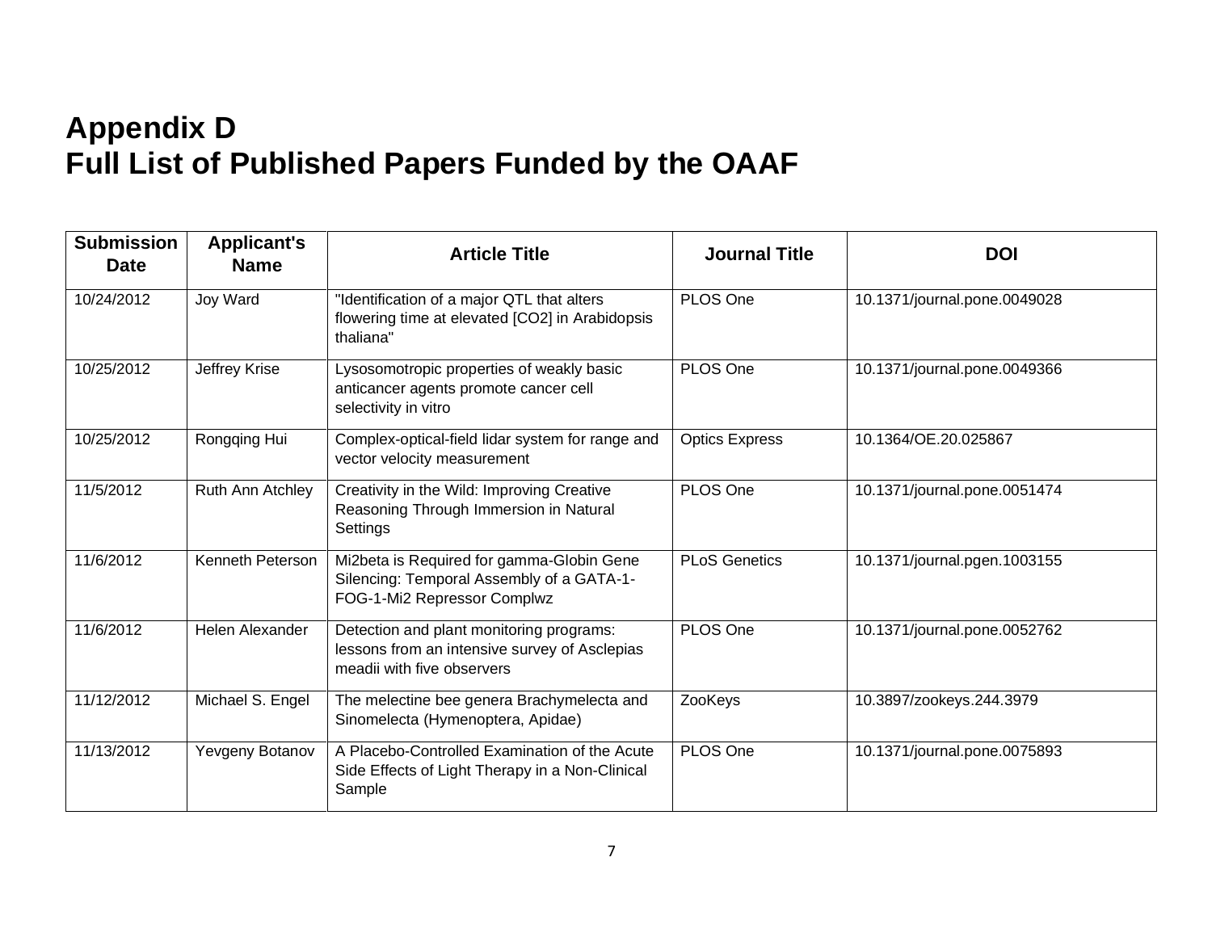# Appendix D
# Full List of Published Papers Funded by the OAAF

| Submission Date | Applicant's Name | Article Title | Journal Title | DOI |
|---|---|---|---|---|
| 10/24/2012 | Joy Ward | "Identification of a major QTL that alters flowering time at elevated [CO2] in Arabidopsis thaliana" | PLOS One | 10.1371/journal.pone.0049028 |
| 10/25/2012 | Jeffrey Krise | Lysosomotropic properties of weakly basic anticancer agents promote cancer cell selectivity in vitro | PLOS One | 10.1371/journal.pone.0049366 |
| 10/25/2012 | Rongqing Hui | Complex-optical-field lidar system for range and vector velocity measurement | Optics Express | 10.1364/OE.20.025867 |
| 11/5/2012 | Ruth Ann Atchley | Creativity in the Wild: Improving Creative Reasoning Through Immersion in Natural Settings | PLOS One | 10.1371/journal.pone.0051474 |
| 11/6/2012 | Kenneth Peterson | Mi2beta is Required for gamma-Globin Gene Silencing: Temporal Assembly of a GATA-1-FOG-1-Mi2 Repressor Complwz | PLoS Genetics | 10.1371/journal.pgen.1003155 |
| 11/6/2012 | Helen Alexander | Detection and plant monitoring programs: lessons from an intensive survey of Asclepias meadii with five observers | PLOS One | 10.1371/journal.pone.0052762 |
| 11/12/2012 | Michael S. Engel | The melectine bee genera Brachymelecta and Sinomelecta (Hymenoptera, Apidae) | ZooKeys | 10.3897/zookeys.244.3979 |
| 11/13/2012 | Yevgeny Botanov | A Placebo-Controlled Examination of the Acute Side Effects of Light Therapy in a Non-Clinical Sample | PLOS One | 10.1371/journal.pone.0075893 |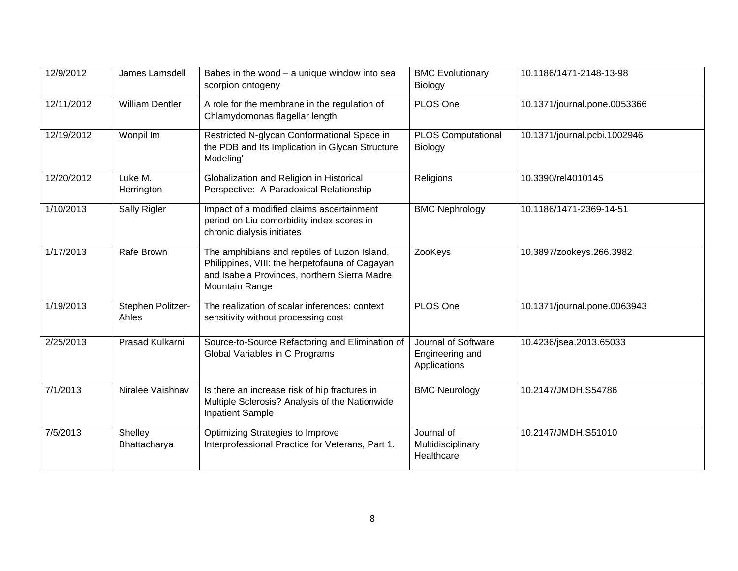| 12/9/2012 | James Lamsdell | Babes in the wood – a unique window into sea scorpion ontogeny | BMC Evolutionary Biology | 10.1186/1471-2148-13-98 |
|---|---|---|---|---|
| 12/11/2012 | William Dentler | A role for the membrane in the regulation of Chlamydomonas flagellar length | PLOS One | 10.1371/journal.pone.0053366 |
| 12/19/2012 | Wonpil Im | Restricted N-glycan Conformational Space in the PDB and Its Implication in Glycan Structure Modeling' | PLOS Computational Biology | 10.1371/journal.pcbi.1002946 |
| 12/20/2012 | Luke M. Herrington | Globalization and Religion in Historical Perspective: A Paradoxical Relationship | Religions | 10.3390/rel4010145 |
| 1/10/2013 | Sally Rigler | Impact of a modified claims ascertainment period on Liu comorbidity index scores in chronic dialysis initiates | BMC Nephrology | 10.1186/1471-2369-14-51 |
| 1/17/2013 | Rafe Brown | The amphibians and reptiles of Luzon Island, Philippines, VIII: the herpetofauna of Cagayan and Isabela Provinces, northern Sierra Madre Mountain Range | ZooKeys | 10.3897/zookeys.266.3982 |
| 1/19/2013 | Stephen Politzer-Ahles | The realization of scalar inferences: context sensitivity without processing cost | PLOS One | 10.1371/journal.pone.0063943 |
| 2/25/2013 | Prasad Kulkarni | Source-to-Source Refactoring and Elimination of Global Variables in C Programs | Journal of Software Engineering and Applications | 10.4236/jsea.2013.65033 |
| 7/1/2013 | Niralee Vaishnav | Is there an increase risk of hip fractures in Multiple Sclerosis? Analysis of the Nationwide Inpatient Sample | BMC Neurology | 10.2147/JMDH.S54786 |
| 7/5/2013 | Shelley Bhattacharya | Optimizing Strategies to Improve Interprofessional Practice for Veterans, Part 1. | Journal of Multidisciplinary Healthcare | 10.2147/JMDH.S51010 |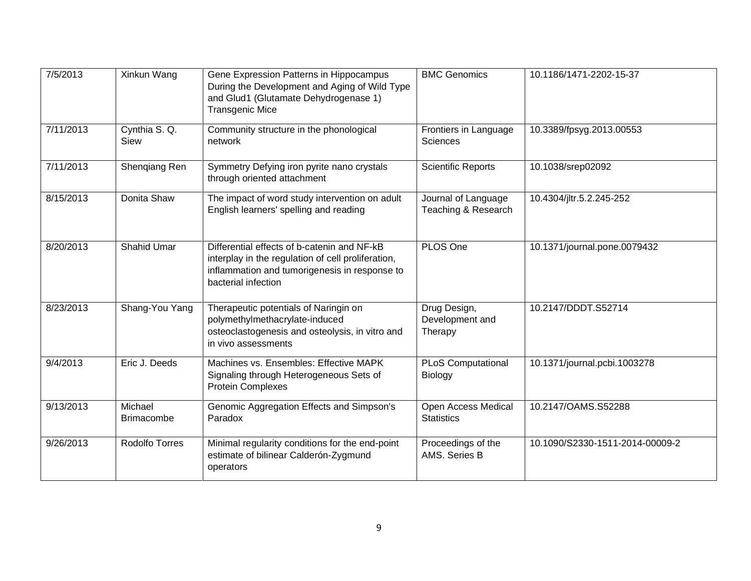| | | | | |
|---|---|---|---|---|
| 7/5/2013 | Xinkun Wang | Gene Expression Patterns in Hippocampus During the Development and Aging of Wild Type and Glud1 (Glutamate Dehydrogenase 1) Transgenic Mice | BMC Genomics | 10.1186/1471-2202-15-37 |
| 7/11/2013 | Cynthia S. Q. Siew | Community structure in the phonological network | Frontiers in Language Sciences | 10.3389/fpsyg.2013.00553 |
| 7/11/2013 | Shenqiang Ren | Symmetry Defying iron pyrite nano crystals through oriented attachment | Scientific Reports | 10.1038/srep02092 |
| 8/15/2013 | Donita Shaw | The impact of word study intervention on adult English learners' spelling and reading | Journal of Language Teaching & Research | 10.4304/jltr.5.2.245-252 |
| 8/20/2013 | Shahid Umar | Differential effects of b-catenin and NF-kB interplay in the regulation of cell proliferation, inflammation and tumorigenesis in response to bacterial infection | PLOS One | 10.1371/journal.pone.0079432 |
| 8/23/2013 | Shang-You Yang | Therapeutic potentials of Naringin on polymethylmethacrylate-induced osteoclastogenesis and osteolysis, in vitro and in vivo assessments | Drug Design, Development and Therapy | 10.2147/DDDT.S52714 |
| 9/4/2013 | Eric J. Deeds | Machines vs. Ensembles: Effective MAPK Signaling through Heterogeneous Sets of Protein Complexes | PLoS Computational Biology | 10.1371/journal.pcbi.1003278 |
| 9/13/2013 | Michael Brimacombe | Genomic Aggregation Effects and Simpson's Paradox | Open Access Medical Statistics | 10.2147/OAMS.S52288 |
| 9/26/2013 | Rodolfo Torres | Minimal regularity conditions for the end-point estimate of bilinear Calderón-Zygmund operators | Proceedings of the AMS. Series B | 10.1090/S2330-1511-2014-00009-2 |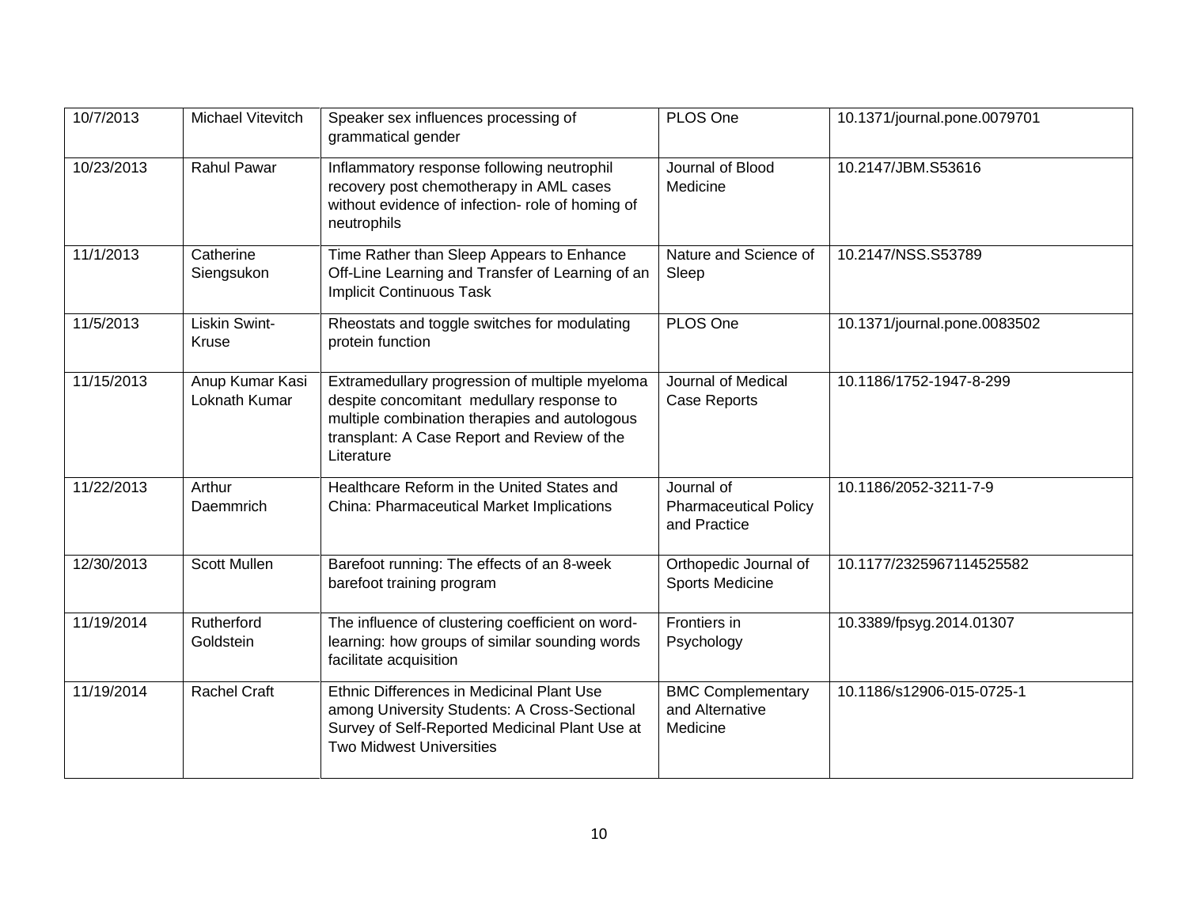| | | | | |
|---|---|---|---|---|
| 10/7/2013 | Michael Vitevitch | Speaker sex influences processing of grammatical gender | PLOS One | 10.1371/journal.pone.0079701 |
| 10/23/2013 | Rahul Pawar | Inflammatory response following neutrophil recovery post chemotherapy in AML cases without evidence of infection- role of homing of neutrophils | Journal of Blood Medicine | 10.2147/JBM.S53616 |
| 11/1/2013 | Catherine Siengsukon | Time Rather than Sleep Appears to Enhance Off-Line Learning and Transfer of Learning of an Implicit Continuous Task | Nature and Science of Sleep | 10.2147/NSS.S53789 |
| 11/5/2013 | Liskin Swint-Kruse | Rheostats and toggle switches for modulating protein function | PLOS One | 10.1371/journal.pone.0083502 |
| 11/15/2013 | Anup Kumar Kasi Loknath Kumar | Extramedullary progression of multiple myeloma despite concomitant medullary response to multiple combination therapies and autologous transplant: A Case Report and Review of the Literature | Journal of Medical Case Reports | 10.1186/1752-1947-8-299 |
| 11/22/2013 | Arthur Daemmrich | Healthcare Reform in the United States and China: Pharmaceutical Market Implications | Journal of Pharmaceutical Policy and Practice | 10.1186/2052-3211-7-9 |
| 12/30/2013 | Scott Mullen | Barefoot running: The effects of an 8-week barefoot training program | Orthopedic Journal of Sports Medicine | 10.1177/2325967114525582 |
| 11/19/2014 | Rutherford Goldstein | The influence of clustering coefficient on word-learning: how groups of similar sounding words facilitate acquisition | Frontiers in Psychology | 10.3389/fpsyg.2014.01307 |
| 11/19/2014 | Rachel Craft | Ethnic Differences in Medicinal Plant Use among University Students: A Cross-Sectional Survey of Self-Reported Medicinal Plant Use at Two Midwest Universities | BMC Complementary and Alternative Medicine | 10.1186/s12906-015-0725-1 |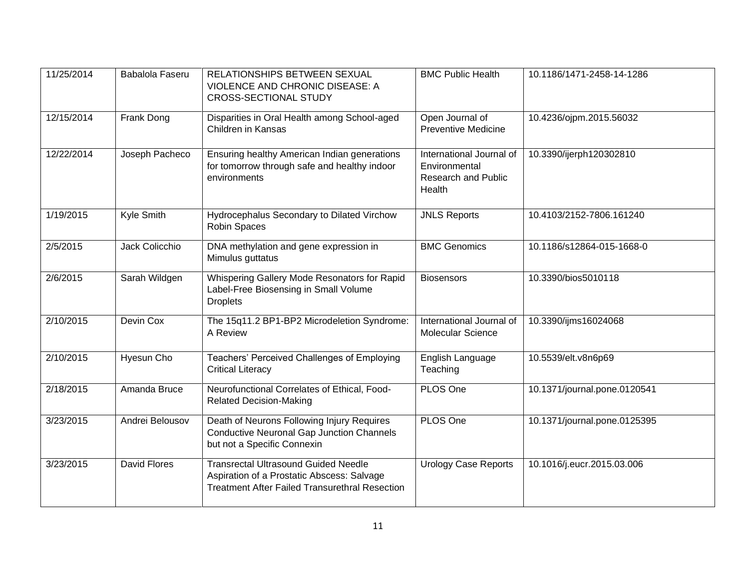| 11/25/2014 | Babalola Faseru | RELATIONSHIPS BETWEEN SEXUAL VIOLENCE AND CHRONIC DISEASE: A CROSS-SECTIONAL STUDY | BMC Public Health | 10.1186/1471-2458-14-1286 |
|---|---|---|---|---|
| 12/15/2014 | Frank Dong | Disparities in Oral Health among School-aged Children in Kansas | Open Journal of Preventive Medicine | 10.4236/ojpm.2015.56032 |
| 12/22/2014 | Joseph Pacheco | Ensuring healthy American Indian generations for tomorrow through safe and healthy indoor environments | International Journal of Environmental Research and Public Health | 10.3390/ijerph120302810 |
| 1/19/2015 | Kyle Smith | Hydrocephalus Secondary to Dilated Virchow Robin Spaces | JNLS Reports | 10.4103/2152-7806.161240 |
| 2/5/2015 | Jack Colicchio | DNA methylation and gene expression in Mimulus guttatus | BMC Genomics | 10.1186/s12864-015-1668-0 |
| 2/6/2015 | Sarah Wildgen | Whispering Gallery Mode Resonators for Rapid Label-Free Biosensing in Small Volume Droplets | Biosensors | 10.3390/bios5010118 |
| 2/10/2015 | Devin Cox | The 15q11.2 BP1-BP2 Microdeletion Syndrome: A Review | International Journal of Molecular Science | 10.3390/ijms16024068 |
| 2/10/2015 | Hyesun Cho | Teachers' Perceived Challenges of Employing Critical Literacy | English Language Teaching | 10.5539/elt.v8n6p69 |
| 2/18/2015 | Amanda Bruce | Neurofunctional Correlates of Ethical, Food-Related Decision-Making | PLOS One | 10.1371/journal.pone.0120541 |
| 3/23/2015 | Andrei Belousov | Death of Neurons Following Injury Requires Conductive Neuronal Gap Junction Channels but not a Specific Connexin | PLOS One | 10.1371/journal.pone.0125395 |
| 3/23/2015 | David Flores | Transrectal Ultrasound Guided Needle Aspiration of a Prostatic Abscess: Salvage Treatment After Failed Transurethral Resection | Urology Case Reports | 10.1016/j.eucr.2015.03.006 |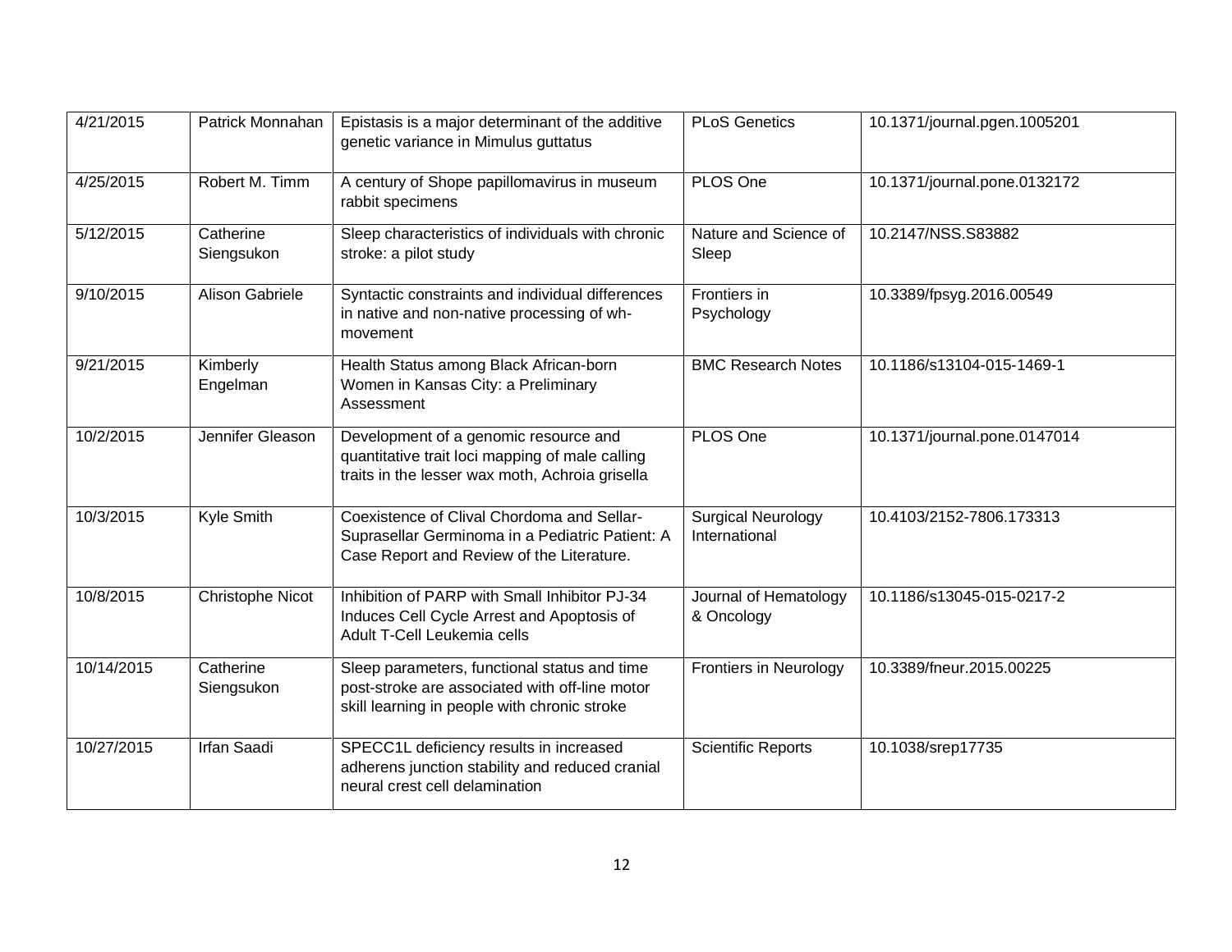| 4/21/2015 | Patrick Monnahan | Epistasis is a major determinant of the additive genetic variance in Mimulus guttatus | PLoS Genetics | 10.1371/journal.pgen.1005201 |
|---|---|---|---|---|
| 4/25/2015 | Robert M. Timm | A century of Shope papillomavirus in museum rabbit specimens | PLOS One | 10.1371/journal.pone.0132172 |
| 5/12/2015 | Catherine Siengsukon | Sleep characteristics of individuals with chronic stroke: a pilot study | Nature and Science of Sleep | 10.2147/NSS.S83882 |
| 9/10/2015 | Alison Gabriele | Syntactic constraints and individual differences in native and non-native processing of wh-movement | Frontiers in Psychology | 10.3389/fpsyg.2016.00549 |
| 9/21/2015 | Kimberly Engelman | Health Status among Black African-born Women in Kansas City: a Preliminary Assessment | BMC Research Notes | 10.1186/s13104-015-1469-1 |
| 10/2/2015 | Jennifer Gleason | Development of a genomic resource and quantitative trait loci mapping of male calling traits in the lesser wax moth, Achroia grisella | PLOS One | 10.1371/journal.pone.0147014 |
| 10/3/2015 | Kyle Smith | Coexistence of Clival Chordoma and Sellar-Suprasellar Germinoma in a Pediatric Patient: A Case Report and Review of the Literature. | Surgical Neurology International | 10.4103/2152-7806.173313 |
| 10/8/2015 | Christophe Nicot | Inhibition of PARP with Small Inhibitor PJ-34 Induces Cell Cycle Arrest and Apoptosis of Adult T-Cell Leukemia cells | Journal of Hematology & Oncology | 10.1186/s13045-015-0217-2 |
| 10/14/2015 | Catherine Siengsukon | Sleep parameters, functional status and time post-stroke are associated with off-line motor skill learning in people with chronic stroke | Frontiers in Neurology | 10.3389/fneur.2015.00225 |
| 10/27/2015 | Irfan Saadi | SPECC1L deficiency results in increased adherens junction stability and reduced cranial neural crest cell delamination | Scientific Reports | 10.1038/srep17735 |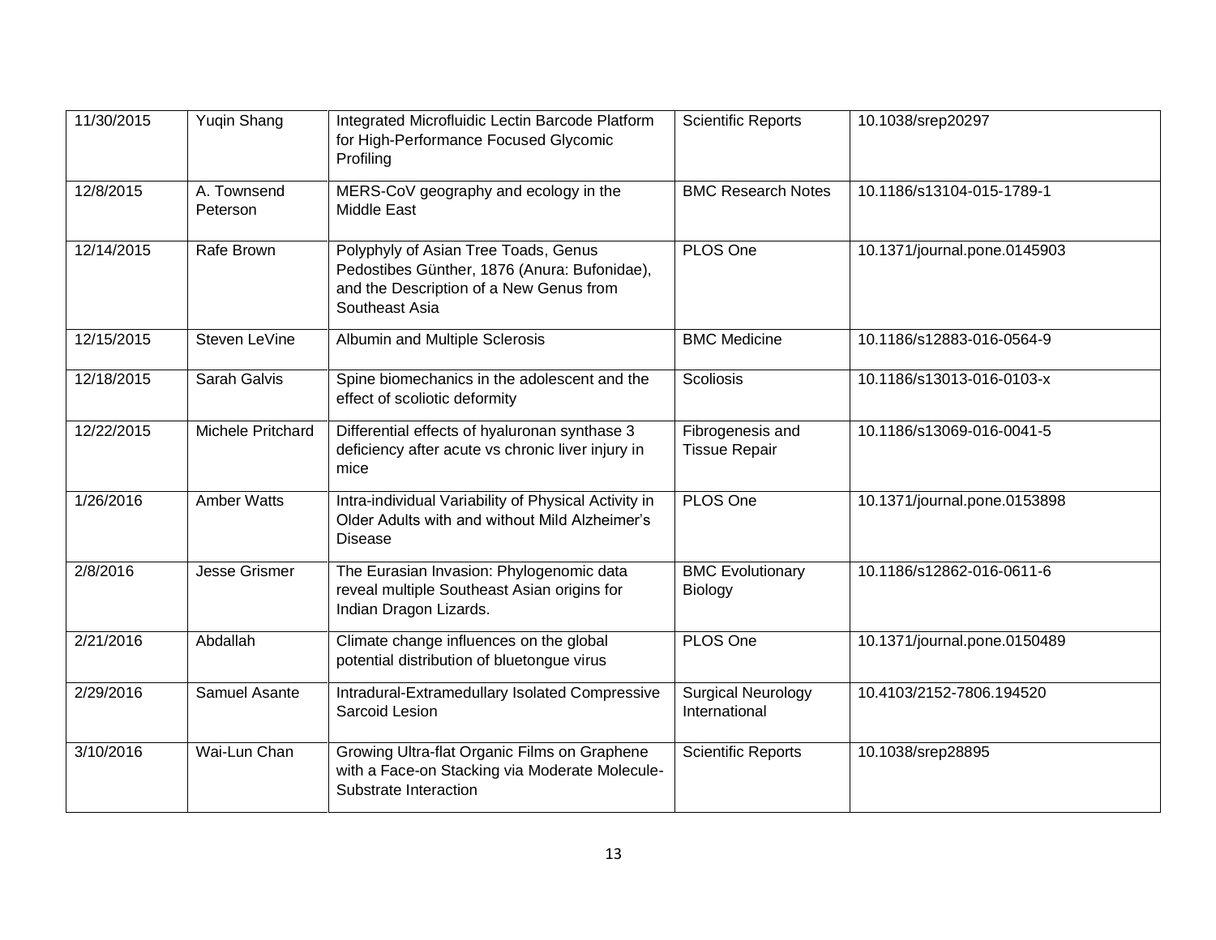| 11/30/2015 | Yuqin Shang | Integrated Microfluidic Lectin Barcode Platform for High-Performance Focused Glycomic Profiling | Scientific Reports | 10.1038/srep20297 |
|---|---|---|---|---|
| 12/8/2015 | A. Townsend Peterson | MERS-CoV geography and ecology in the Middle East | BMC Research Notes | 10.1186/s13104-015-1789-1 |
| 12/14/2015 | Rafe Brown | Polyphyly of Asian Tree Toads, Genus Pedostibes Günther, 1876 (Anura: Bufonidae), and the Description of a New Genus from Southeast Asia | PLOS One | 10.1371/journal.pone.0145903 |
| 12/15/2015 | Steven LeVine | Albumin and Multiple Sclerosis | BMC Medicine | 10.1186/s12883-016-0564-9 |
| 12/18/2015 | Sarah Galvis | Spine biomechanics in the adolescent and the effect of scoliotic deformity | Scoliosis | 10.1186/s13013-016-0103-x |
| 12/22/2015 | Michele Pritchard | Differential effects of hyaluronan synthase 3 deficiency after acute vs chronic liver injury in mice | Fibrogenesis and Tissue Repair | 10.1186/s13069-016-0041-5 |
| 1/26/2016 | Amber Watts | Intra-individual Variability of Physical Activity in Older Adults with and without Mild Alzheimer's Disease | PLOS One | 10.1371/journal.pone.0153898 |
| 2/8/2016 | Jesse Grismer | The Eurasian Invasion: Phylogenomic data reveal multiple Southeast Asian origins for Indian Dragon Lizards. | BMC Evolutionary Biology | 10.1186/s12862-016-0611-6 |
| 2/21/2016 | Abdallah | Climate change influences on the global potential distribution of bluetongue virus | PLOS One | 10.1371/journal.pone.0150489 |
| 2/29/2016 | Samuel Asante | Intradural-Extramedullary Isolated Compressive Sarcoid Lesion | Surgical Neurology International | 10.4103/2152-7806.194520 |
| 3/10/2016 | Wai-Lun Chan | Growing Ultra-flat Organic Films on Graphene with a Face-on Stacking via Moderate Molecule-Substrate Interaction | Scientific Reports | 10.1038/srep28895 |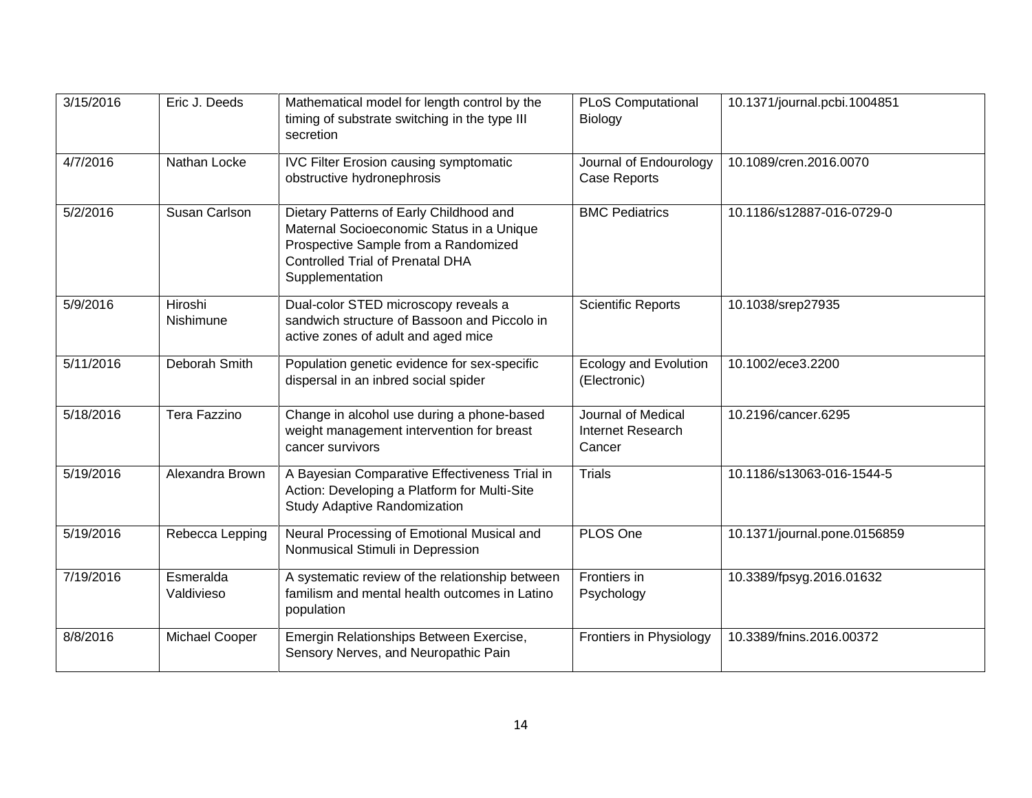| | | | | |
|---|---|---|---|---|
| 3/15/2016 | Eric J. Deeds | Mathematical model for length control by the timing of substrate switching in the type III secretion | PLoS Computational Biology | 10.1371/journal.pcbi.1004851 |
| 4/7/2016 | Nathan Locke | IVC Filter Erosion causing symptomatic obstructive hydronephrosis | Journal of Endourology Case Reports | 10.1089/cren.2016.0070 |
| 5/2/2016 | Susan Carlson | Dietary Patterns of Early Childhood and Maternal Socioeconomic Status in a Unique Prospective Sample from a Randomized Controlled Trial of Prenatal DHA Supplementation | BMC Pediatrics | 10.1186/s12887-016-0729-0 |
| 5/9/2016 | Hiroshi Nishimune | Dual-color STED microscopy reveals a sandwich structure of Bassoon and Piccolo in active zones of adult and aged mice | Scientific Reports | 10.1038/srep27935 |
| 5/11/2016 | Deborah Smith | Population genetic evidence for sex-specific dispersal in an inbred social spider | Ecology and Evolution (Electronic) | 10.1002/ece3.2200 |
| 5/18/2016 | Tera Fazzino | Change in alcohol use during a phone-based weight management intervention for breast cancer survivors | Journal of Medical Internet Research Cancer | 10.2196/cancer.6295 |
| 5/19/2016 | Alexandra Brown | A Bayesian Comparative Effectiveness Trial in Action: Developing a Platform for Multi-Site Study Adaptive Randomization | Trials | 10.1186/s13063-016-1544-5 |
| 5/19/2016 | Rebecca Lepping | Neural Processing of Emotional Musical and Nonmusical Stimuli in Depression | PLOS One | 10.1371/journal.pone.0156859 |
| 7/19/2016 | Esmeralda Valdivieso | A systematic review of the relationship between familism and mental health outcomes in Latino population | Frontiers in Psychology | 10.3389/fpsyg.2016.01632 |
| 8/8/2016 | Michael Cooper | Emergin Relationships Between Exercise, Sensory Nerves, and Neuropathic Pain | Frontiers in Physiology | 10.3389/fnins.2016.00372 |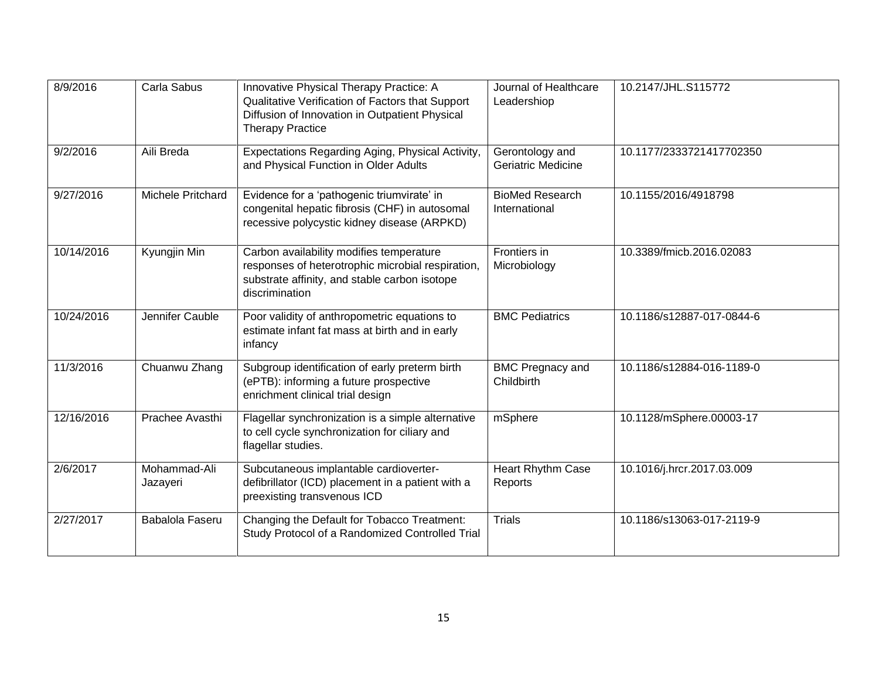| 8/9/2016 | Carla Sabus | Innovative Physical Therapy Practice: A Qualitative Verification of Factors that Support Diffusion of Innovation in Outpatient Physical Therapy Practice | Journal of Healthcare Leadershiop | 10.2147/JHL.S115772 |
|---|---|---|---|---|
| 9/2/2016 | Aili Breda | Expectations Regarding Aging, Physical Activity, and Physical Function in Older Adults | Gerontology and Geriatric Medicine | 10.1177/2333721417702350 |
| 9/27/2016 | Michele Pritchard | Evidence for a 'pathogenic triumvirate' in congenital hepatic fibrosis (CHF) in autosomal recessive polycystic kidney disease (ARPKD) | BioMed Research International | 10.1155/2016/4918798 |
| 10/14/2016 | Kyungjin Min | Carbon availability modifies temperature responses of heterotrophic microbial respiration, substrate affinity, and stable carbon isotope discrimination | Frontiers in Microbiology | 10.3389/fmicb.2016.02083 |
| 10/24/2016 | Jennifer Cauble | Poor validity of anthropometric equations to estimate infant fat mass at birth and in early infancy | BMC Pediatrics | 10.1186/s12887-017-0844-6 |
| 11/3/2016 | Chuanwu Zhang | Subgroup identification of early preterm birth (ePTB): informing a future prospective enrichment clinical trial design | BMC Pregnacy and Childbirth | 10.1186/s12884-016-1189-0 |
| 12/16/2016 | Prachee Avasthi | Flagellar synchronization is a simple alternative to cell cycle synchronization for ciliary and flagellar studies. | mSphere | 10.1128/mSphere.00003-17 |
| 2/6/2017 | Mohammad-Ali Jazayeri | Subcutaneous implantable cardioverter-defibrillator (ICD) placement in a patient with a preexisting transvenous ICD | Heart Rhythm Case Reports | 10.1016/j.hrcr.2017.03.009 |
| 2/27/2017 | Babalola Faseru | Changing the Default for Tobacco Treatment: Study Protocol of a Randomized Controlled Trial | Trials | 10.1186/s13063-017-2119-9 |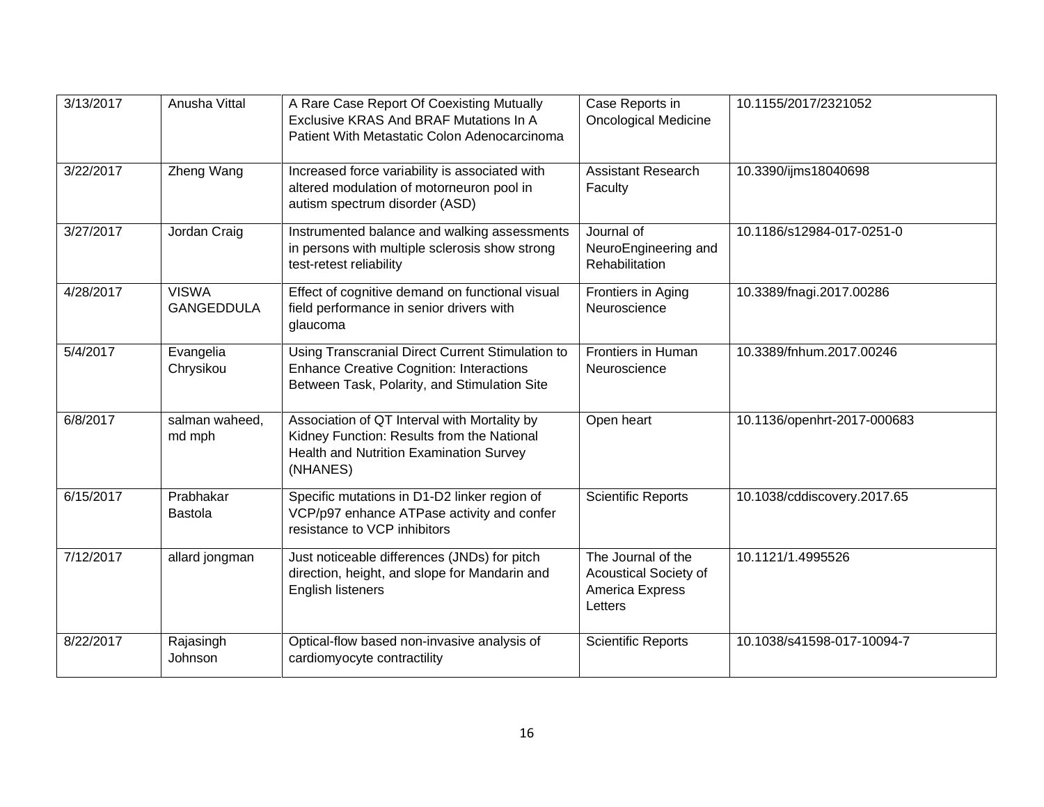| 3/13/2017 | Anusha Vittal | A Rare Case Report Of Coexisting Mutually Exclusive KRAS And BRAF Mutations In A Patient With Metastatic Colon Adenocarcinoma | Case Reports in Oncological Medicine | 10.1155/2017/2321052 |
|---|---|---|---|---|
| 3/22/2017 | Zheng Wang | Increased force variability is associated with altered modulation of motorneuron pool in autism spectrum disorder (ASD) | Assistant Research Faculty | 10.3390/ijms18040698 |
| 3/27/2017 | Jordan Craig | Instrumented balance and walking assessments in persons with multiple sclerosis show strong test-retest reliability | Journal of NeuroEngineering and Rehabilitation | 10.1186/s12984-017-0251-0 |
| 4/28/2017 | VISWA GANGEDDULA | Effect of cognitive demand on functional visual field performance in senior drivers with glaucoma | Frontiers in Aging Neuroscience | 10.3389/fnagi.2017.00286 |
| 5/4/2017 | Evangelia Chrysikou | Using Transcranial Direct Current Stimulation to Enhance Creative Cognition: Interactions Between Task, Polarity, and Stimulation Site | Frontiers in Human Neuroscience | 10.3389/fnhum.2017.00246 |
| 6/8/2017 | salman waheed, md mph | Association of QT Interval with Mortality by Kidney Function: Results from the National Health and Nutrition Examination Survey (NHANES) | Open heart | 10.1136/openhrt-2017-000683 |
| 6/15/2017 | Prabhakar Bastola | Specific mutations in D1-D2 linker region of VCP/p97 enhance ATPase activity and confer resistance to VCP inhibitors | Scientific Reports | 10.1038/cddiscovery.2017.65 |
| 7/12/2017 | allard jongman | Just noticeable differences (JNDs) for pitch direction, height, and slope for Mandarin and English listeners | The Journal of the Acoustical Society of America Express Letters | 10.1121/1.4995526 |
| 8/22/2017 | Rajasingh Johnson | Optical-flow based non-invasive analysis of cardiomyocyte contractility | Scientific Reports | 10.1038/s41598-017-10094-7 |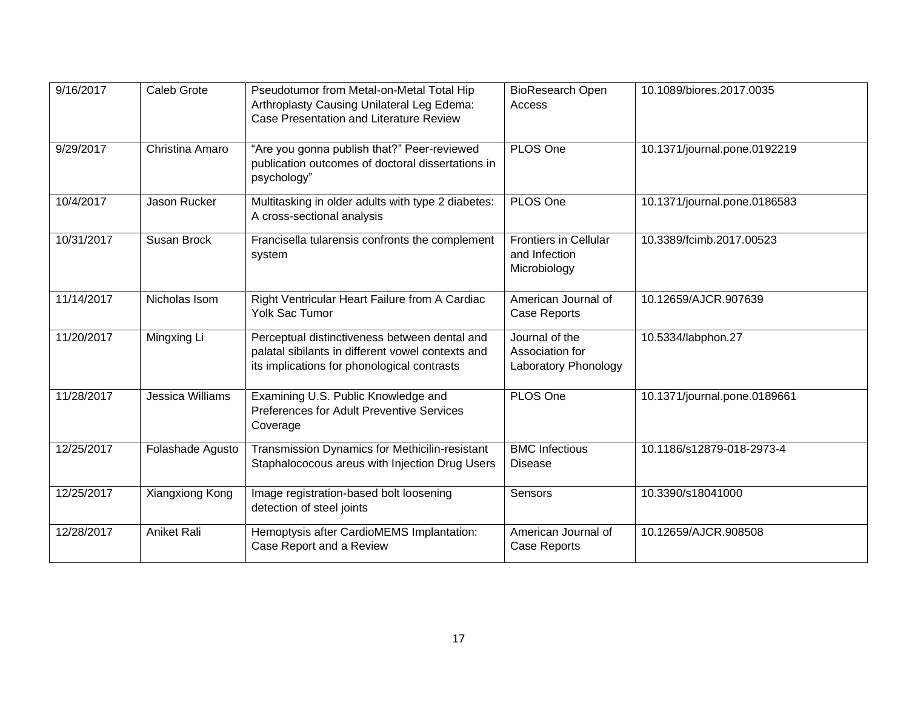| | | | | |
|---|---|---|---|---|
| 9/16/2017 | Caleb Grote | Pseudotumor from Metal-on-Metal Total Hip Arthroplasty Causing Unilateral Leg Edema: Case Presentation and Literature Review | BioResearch Open Access | 10.1089/biores.2017.0035 |
| 9/29/2017 | Christina Amaro | "Are you gonna publish that?" Peer-reviewed publication outcomes of doctoral dissertations in psychology" | PLOS One | 10.1371/journal.pone.0192219 |
| 10/4/2017 | Jason Rucker | Multitasking in older adults with type 2 diabetes: A cross-sectional analysis | PLOS One | 10.1371/journal.pone.0186583 |
| 10/31/2017 | Susan Brock | Francisella tularensis confronts the complement system | Frontiers in Cellular and Infection Microbiology | 10.3389/fcimb.2017.00523 |
| 11/14/2017 | Nicholas Isom | Right Ventricular Heart Failure from A Cardiac Yolk Sac Tumor | American Journal of Case Reports | 10.12659/AJCR.907639 |
| 11/20/2017 | Mingxing Li | Perceptual distinctiveness between dental and palatal sibilants in different vowel contexts and its implications for phonological contrasts | Journal of the Association for Laboratory Phonology | 10.5334/labphon.27 |
| 11/28/2017 | Jessica Williams | Examining U.S. Public Knowledge and Preferences for Adult Preventive Services Coverage | PLOS One | 10.1371/journal.pone.0189661 |
| 12/25/2017 | Folashade Agusto | Transmission Dynamics for Methicilin-resistant Staphalococous areus with Injection Drug Users | BMC Infectious Disease | 10.1186/s12879-018-2973-4 |
| 12/25/2017 | Xiangxiong Kong | Image registration-based bolt loosening detection of steel joints | Sensors | 10.3390/s18041000 |
| 12/28/2017 | Aniket Rali | Hemoptysis after CardioMEMS Implantation: Case Report and a Review | American Journal of Case Reports | 10.12659/AJCR.908508 |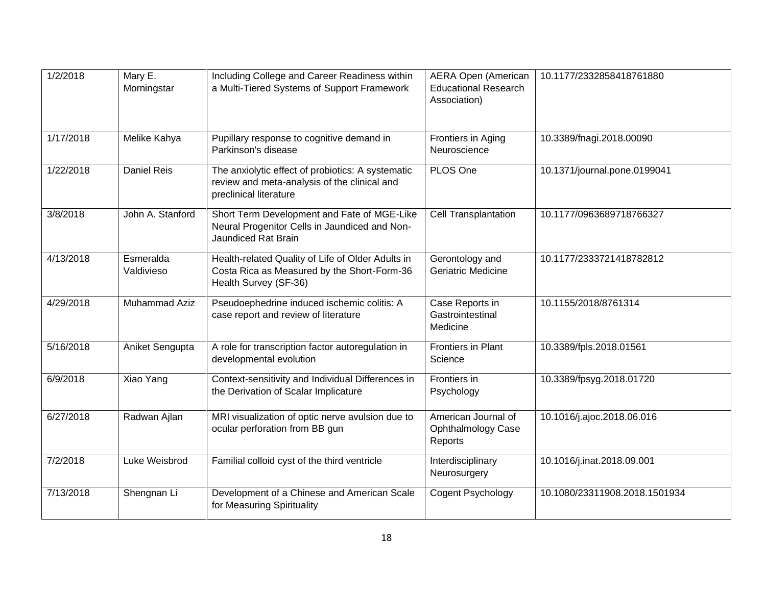| 1/2/2018 | Mary E. Morningstar | Including College and Career Readiness within a Multi-Tiered Systems of Support Framework | AERA Open (American Educational Research Association) | 10.1177/2332858418761880 |
|---|---|---|---|---|
| 1/17/2018 | Melike Kahya | Pupillary response to cognitive demand in Parkinson's disease | Frontiers in Aging Neuroscience | 10.3389/fnagi.2018.00090 |
| 1/22/2018 | Daniel Reis | The anxiolytic effect of probiotics: A systematic review and meta-analysis of the clinical and preclinical literature | PLOS One | 10.1371/journal.pone.0199041 |
| 3/8/2018 | John A. Stanford | Short Term Development and Fate of MGE-Like Neural Progenitor Cells in Jaundiced and Non-Jaundiced Rat Brain | Cell Transplantation | 10.1177/0963689718766327 |
| 4/13/2018 | Esmeralda Valdivieso | Health-related Quality of Life of Older Adults in Costa Rica as Measured by the Short-Form-36 Health Survey (SF-36) | Gerontology and Geriatric Medicine | 10.1177/2333721418782812 |
| 4/29/2018 | Muhammad Aziz | Pseudoephedrine induced ischemic colitis: A case report and review of literature | Case Reports in Gastrointestinal Medicine | 10.1155/2018/8761314 |
| 5/16/2018 | Aniket Sengupta | A role for transcription factor autoregulation in developmental evolution | Frontiers in Plant Science | 10.3389/fpls.2018.01561 |
| 6/9/2018 | Xiao Yang | Context-sensitivity and Individual Differences in the Derivation of Scalar Implicature | Frontiers in Psychology | 10.3389/fpsyg.2018.01720 |
| 6/27/2018 | Radwan Ajlan | MRI visualization of optic nerve avulsion due to ocular perforation from BB gun | American Journal of Ophthalmology Case Reports | 10.1016/j.ajoc.2018.06.016 |
| 7/2/2018 | Luke Weisbrod | Familial colloid cyst of the third ventricle | Interdisciplinary Neurosurgery | 10.1016/j.inat.2018.09.001 |
| 7/13/2018 | Shengnan Li | Development of a Chinese and American Scale for Measuring Spirituality | Cogent Psychology | 10.1080/23311908.2018.1501934 |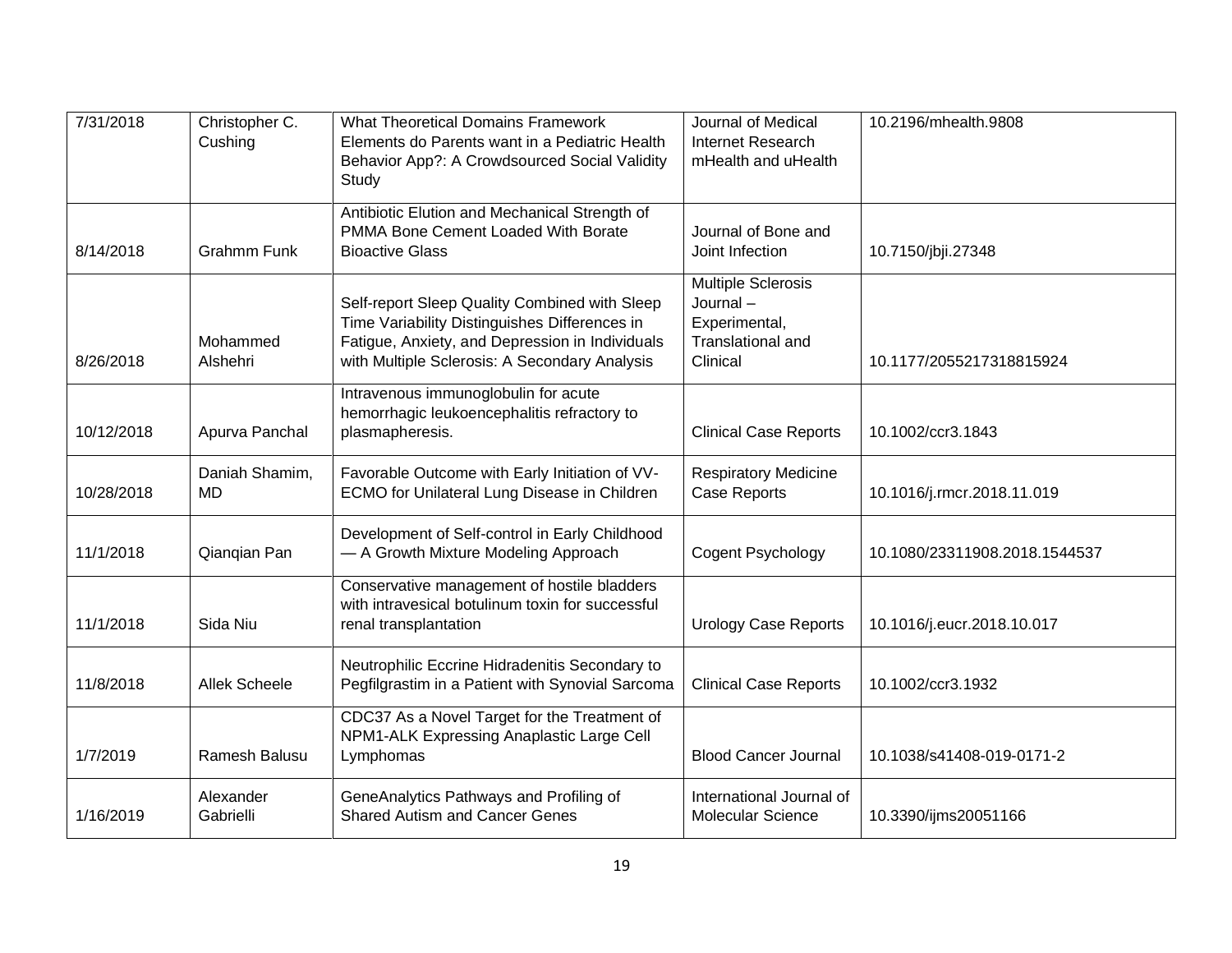| | | | | |
|---|---|---|---|---|
| 7/31/2018 | Christopher C. Cushing | What Theoretical Domains Framework Elements do Parents want in a Pediatric Health Behavior App?: A Crowdsourced Social Validity Study | Journal of Medical Internet Research mHealth and uHealth | 10.2196/mhealth.9808 |
| 8/14/2018 | Grahmm Funk | Antibiotic Elution and Mechanical Strength of PMMA Bone Cement Loaded With Borate Bioactive Glass | Journal of Bone and Joint Infection | 10.7150/jbji.27348 |
| 8/26/2018 | Mohammed Alshehri | Self-report Sleep Quality Combined with Sleep Time Variability Distinguishes Differences in Fatigue, Anxiety, and Depression in Individuals with Multiple Sclerosis: A Secondary Analysis | Multiple Sclerosis Journal – Experimental, Translational and Clinical | 10.1177/2055217318815924 |
| 10/12/2018 | Apurva Panchal | Intravenous immunoglobulin for acute hemorrhagic leukoencephalitis refractory to plasmapheresis. | Clinical Case Reports | 10.1002/ccr3.1843 |
| 10/28/2018 | Daniah Shamim, MD | Favorable Outcome with Early Initiation of VV-ECMO for Unilateral Lung Disease in Children | Respiratory Medicine Case Reports | 10.1016/j.rmcr.2018.11.019 |
| 11/1/2018 | Qianqian Pan | Development of Self-control in Early Childhood — A Growth Mixture Modeling Approach | Cogent Psychology | 10.1080/23311908.2018.1544537 |
| 11/1/2018 | Sida Niu | Conservative management of hostile bladders with intravesical botulinum toxin for successful renal transplantation | Urology Case Reports | 10.1016/j.eucr.2018.10.017 |
| 11/8/2018 | Allek Scheele | Neutrophilic Eccrine Hidradenitis Secondary to Pegfilgrastim in a Patient with Synovial Sarcoma | Clinical Case Reports | 10.1002/ccr3.1932 |
| 1/7/2019 | Ramesh Balusu | CDC37 As a Novel Target for the Treatment of NPM1-ALK Expressing Anaplastic Large Cell Lymphomas | Blood Cancer Journal | 10.1038/s41408-019-0171-2 |
| 1/16/2019 | Alexander Gabrielli | GeneAnalytics Pathways and Profiling of Shared Autism and Cancer Genes | International Journal of Molecular Science | 10.3390/ijms20051166 |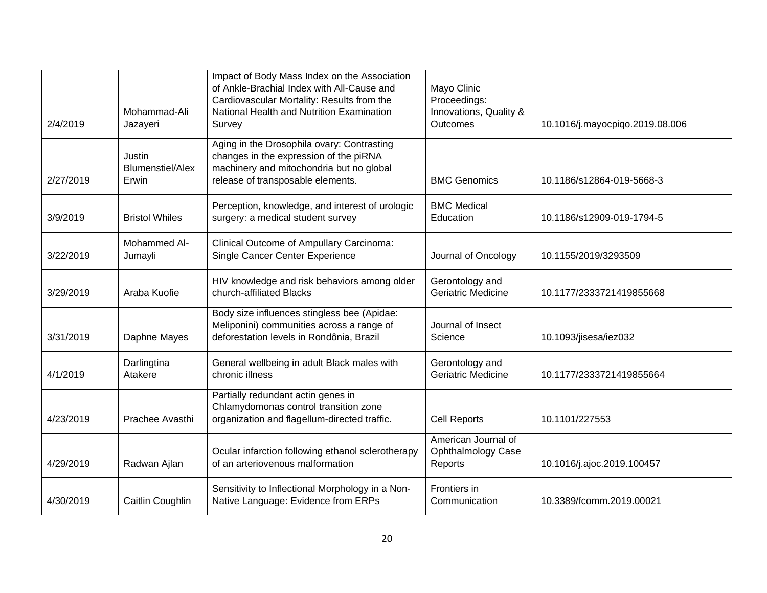| 2/4/2019 | Mohammad-Ali Jazayeri | Impact of Body Mass Index on the Association of Ankle-Brachial Index with All-Cause and Cardiovascular Mortality: Results from the National Health and Nutrition Examination Survey | Mayo Clinic Proceedings: Innovations, Quality & Outcomes | 10.1016/j.mayocpiqo.2019.08.006 |
|---|---|---|---|---|
| 2/27/2019 | Justin Blumenstiel/Alex Erwin | Aging in the Drosophila ovary: Contrasting changes in the expression of the piRNA machinery and mitochondria but no global release of transposable elements. | BMC Genomics | 10.1186/s12864-019-5668-3 |
| 3/9/2019 | Bristol Whiles | Perception, knowledge, and interest of urologic surgery: a medical student survey | BMC Medical Education | 10.1186/s12909-019-1794-5 |
| 3/22/2019 | Mohammed Al-Jumayli | Clinical Outcome of Ampullary Carcinoma: Single Cancer Center Experience | Journal of Oncology | 10.1155/2019/3293509 |
| 3/29/2019 | Araba Kuofie | HIV knowledge and risk behaviors among older church-affiliated Blacks | Gerontology and Geriatric Medicine | 10.1177/2333721419855668 |
| 3/31/2019 | Daphne Mayes | Body size influences stingless bee (Apidae: Meliponini) communities across a range of deforestation levels in Rondônia, Brazil | Journal of Insect Science | 10.1093/jisesa/iez032 |
| 4/1/2019 | Darlingtina Atakere | General wellbeing in adult Black males with chronic illness | Gerontology and Geriatric Medicine | 10.1177/2333721419855664 |
| 4/23/2019 | Prachee Avasthi | Partially redundant actin genes in Chlamydomonas control transition zone organization and flagellum-directed traffic. | Cell Reports | 10.1101/227553 |
| 4/29/2019 | Radwan Ajlan | Ocular infarction following ethanol sclerotherapy of an arteriovenous malformation | American Journal of Ophthalmology Case Reports | 10.1016/j.ajoc.2019.100457 |
| 4/30/2019 | Caitlin Coughlin | Sensitivity to Inflectional Morphology in a Non-Native Language: Evidence from ERPs | Frontiers in Communication | 10.3389/fcomm.2019.00021 |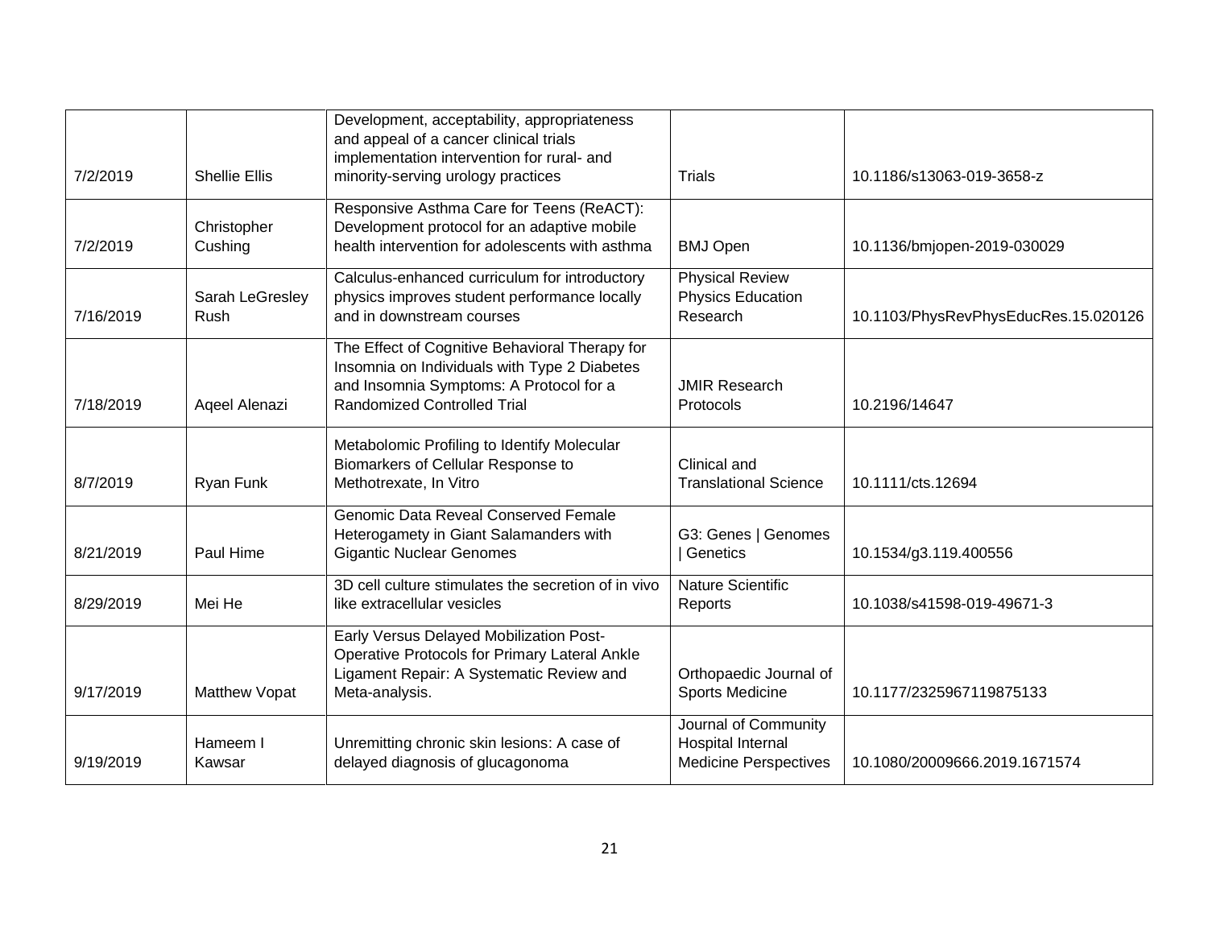| | | | | |
|---|---|---|---|---|
| 7/2/2019 | Shellie Ellis | Development, acceptability, appropriateness and appeal of a cancer clinical trials implementation intervention for rural- and minority-serving urology practices | Trials | 10.1186/s13063-019-3658-z |
| 7/2/2019 | Christopher Cushing | Responsive Asthma Care for Teens (ReACT): Development protocol for an adaptive mobile health intervention for adolescents with asthma | BMJ Open | 10.1136/bmjopen-2019-030029 |
| 7/16/2019 | Sarah LeGresley Rush | Calculus-enhanced curriculum for introductory physics improves student performance locally and in downstream courses | Physical Review Physics Education Research | 10.1103/PhysRevPhysEducRes.15.020126 |
| 7/18/2019 | Aqeel Alenazi | The Effect of Cognitive Behavioral Therapy for Insomnia on Individuals with Type 2 Diabetes and Insomnia Symptoms: A Protocol for a Randomized Controlled Trial | JMIR Research Protocols | 10.2196/14647 |
| 8/7/2019 | Ryan Funk | Metabolomic Profiling to Identify Molecular Biomarkers of Cellular Response to Methotrexate, In Vitro | Clinical and Translational Science | 10.1111/cts.12694 |
| 8/21/2019 | Paul Hime | Genomic Data Reveal Conserved Female Heterogamety in Giant Salamanders with Gigantic Nuclear Genomes | G3: Genes \| Genomes \| Genetics | 10.1534/g3.119.400556 |
| 8/29/2019 | Mei He | 3D cell culture stimulates the secretion of in vivo like extracellular vesicles | Nature Scientific Reports | 10.1038/s41598-019-49671-3 |
| 9/17/2019 | Matthew Vopat | Early Versus Delayed Mobilization Post-Operative Protocols for Primary Lateral Ankle Ligament Repair: A Systematic Review and Meta-analysis. | Orthopaedic Journal of Sports Medicine | 10.1177/2325967119875133 |
| 9/19/2019 | Hameem I Kawsar | Unremitting chronic skin lesions: A case of delayed diagnosis of glucagonoma | Journal of Community Hospital Internal Medicine Perspectives | 10.1080/20009666.2019.1671574 |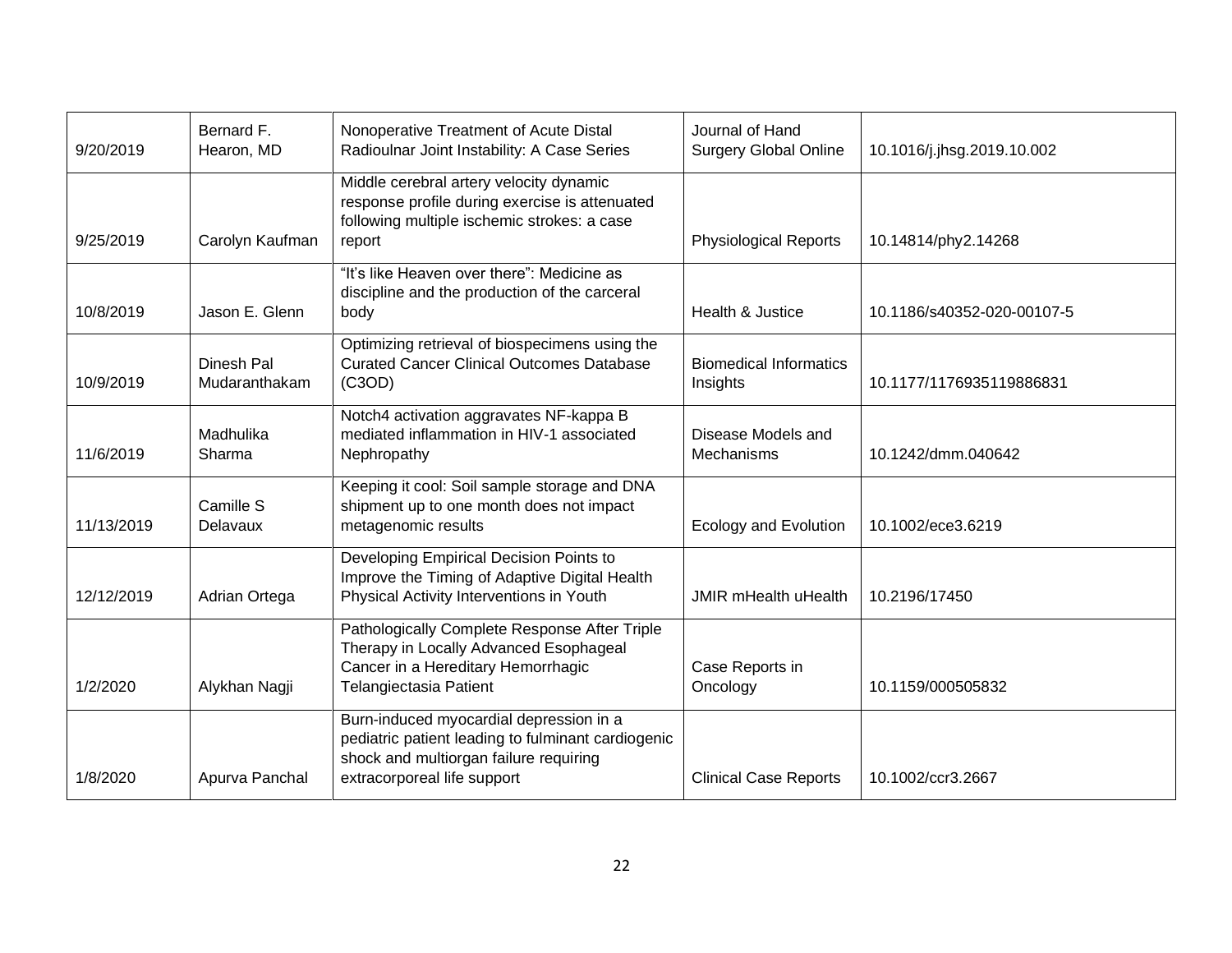| | | | | |
|---|---|---|---|---|
| 9/20/2019 | Bernard F. Hearon, MD | Nonoperative Treatment of Acute Distal Radioulnar Joint Instability: A Case Series | Journal of Hand Surgery Global Online | 10.1016/j.jhsg.2019.10.002 |
| 9/25/2019 | Carolyn Kaufman | Middle cerebral artery velocity dynamic response profile during exercise is attenuated following multiple ischemic strokes: a case report | Physiological Reports | 10.14814/phy2.14268 |
| 10/8/2019 | Jason E. Glenn | "It's like Heaven over there": Medicine as discipline and the production of the carceral body | Health & Justice | 10.1186/s40352-020-00107-5 |
| 10/9/2019 | Dinesh Pal Mudaranthakam | Optimizing retrieval of biospecimens using the Curated Cancer Clinical Outcomes Database (C3OD) | Biomedical Informatics Insights | 10.1177/1176935119886831 |
| 11/6/2019 | Madhulika Sharma | Notch4 activation aggravates NF-kappa B mediated inflammation in HIV-1 associated Nephropathy | Disease Models and Mechanisms | 10.1242/dmm.040642 |
| 11/13/2019 | Camille S Delavaux | Keeping it cool: Soil sample storage and DNA shipment up to one month does not impact metagenomic results | Ecology and Evolution | 10.1002/ece3.6219 |
| 12/12/2019 | Adrian Ortega | Developing Empirical Decision Points to Improve the Timing of Adaptive Digital Health Physical Activity Interventions in Youth | JMIR mHealth uHealth | 10.2196/17450 |
| 1/2/2020 | Alykhan Nagji | Pathologically Complete Response After Triple Therapy in Locally Advanced Esophageal Cancer in a Hereditary Hemorrhagic Telangiectasia Patient | Case Reports in Oncology | 10.1159/000505832 |
| 1/8/2020 | Apurva Panchal | Burn-induced myocardial depression in a pediatric patient leading to fulminant cardiogenic shock and multiorgan failure requiring extracorporeal life support | Clinical Case Reports | 10.1002/ccr3.2667 |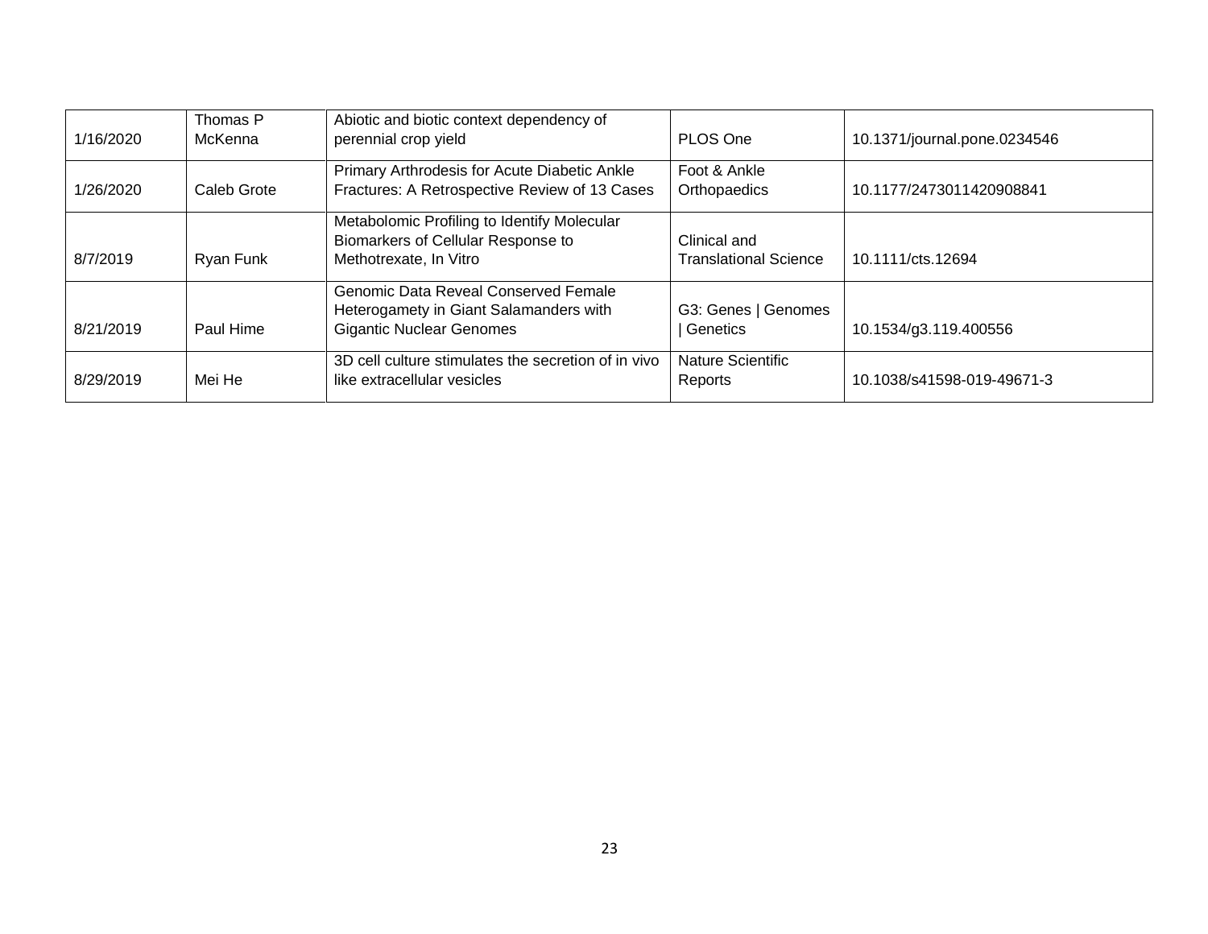| | | | | |
|---|---|---|---|---|
| 1/16/2020 | Thomas P McKenna | Abiotic and biotic context dependency of perennial crop yield | PLOS One | 10.1371/journal.pone.0234546 |
| 1/26/2020 | Caleb Grote | Primary Arthrodesis for Acute Diabetic Ankle Fractures: A Retrospective Review of 13 Cases | Foot & Ankle Orthopaedics | 10.1177/2473011420908841 |
| 8/7/2019 | Ryan Funk | Metabolomic Profiling to Identify Molecular Biomarkers of Cellular Response to Methotrexate, In Vitro | Clinical and Translational Science | 10.1111/cts.12694 |
| 8/21/2019 | Paul Hime | Genomic Data Reveal Conserved Female Heterogamety in Giant Salamanders with Gigantic Nuclear Genomes | G3: Genes \| Genomes \| Genetics | 10.1534/g3.119.400556 |
| 8/29/2019 | Mei He | 3D cell culture stimulates the secretion of in vivo like extracellular vesicles | Nature Scientific Reports | 10.1038/s41598-019-49671-3 |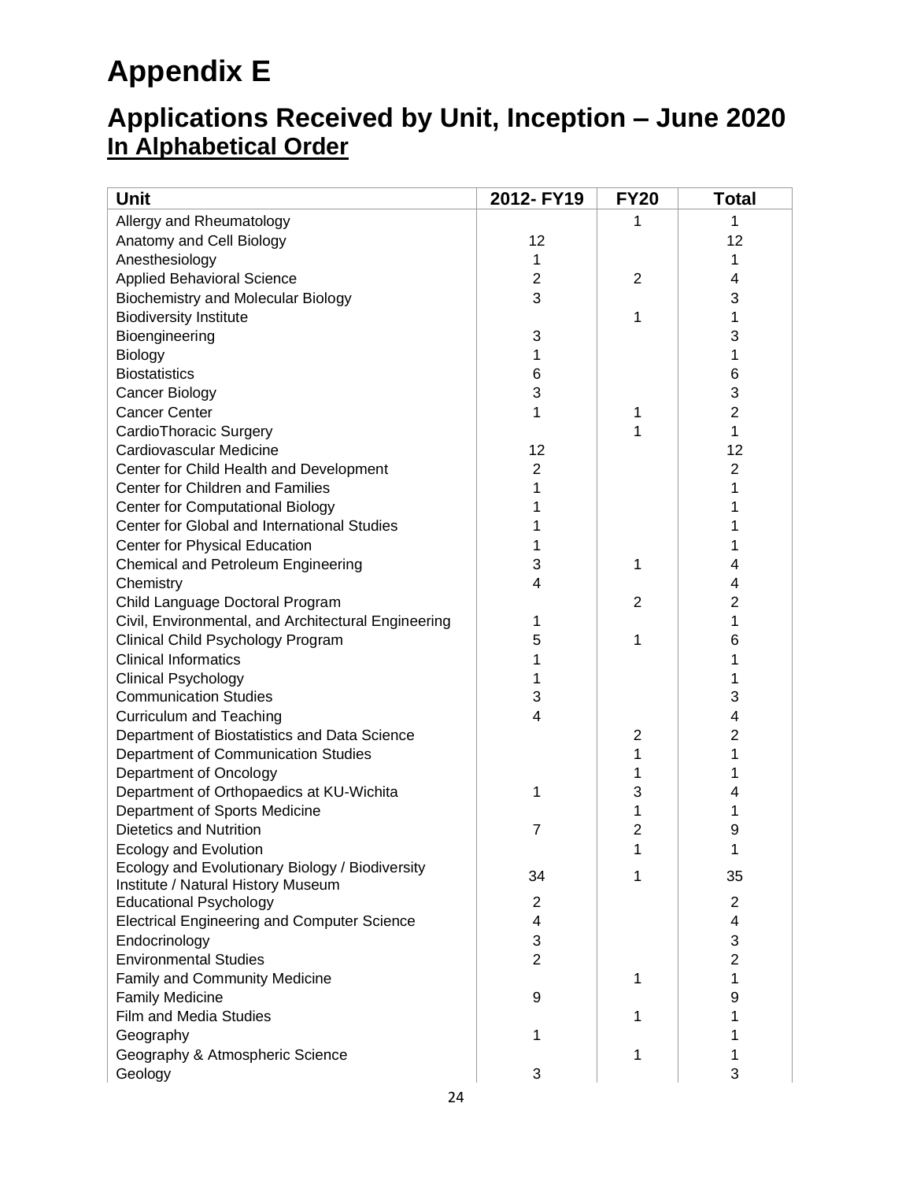# Appendix E

## Applications Received by Unit, Inception – June 2020 <u>In Alphabetical Order</u>

| Unit | 2012- FY19 | FY20 | Total |
|---|---|---|---|
| Allergy and Rheumatology | | 1 | 1 |
| Anatomy and Cell Biology | 12 | | 12 |
| Anesthesiology | 1 | | 1 |
| Applied Behavioral Science | 2 | 2 | 4 |
| Biochemistry and Molecular Biology | 3 | | 3 |
| Biodiversity Institute | | 1 | 1 |
| Bioengineering | 3 | | 3 |
| Biology | 1 | | 1 |
| Biostatistics | 6 | | 6 |
| Cancer Biology | 3 | | 3 |
| Cancer Center | 1 | 1 | 2 |
| CardioThoracic Surgery | | 1 | 1 |
| Cardiovascular Medicine | 12 | | 12 |
| Center for Child Health and Development | 2 | | 2 |
| Center for Children and Families | 1 | | 1 |
| Center for Computational Biology | 1 | | 1 |
| Center for Global and International Studies | 1 | | 1 |
| Center for Physical Education | 1 | | 1 |
| Chemical and Petroleum Engineering | 3 | 1 | 4 |
| Chemistry | 4 | | 4 |
| Child Language Doctoral Program | | 2 | 2 |
| Civil, Environmental, and Architectural Engineering | 1 | | 1 |
| Clinical Child Psychology Program | 5 | 1 | 6 |
| Clinical Informatics | 1 | | 1 |
| Clinical Psychology | 1 | | 1 |
| Communication Studies | 3 | | 3 |
| Curriculum and Teaching | 4 | | 4 |
| Department of Biostatistics and Data Science | | 2 | 2 |
| Department of Communication Studies | | 1 | 1 |
| Department of Oncology | | 1 | 1 |
| Department of Orthopaedics at KU-Wichita | 1 | 3 | 4 |
| Department of Sports Medicine | | 1 | 1 |
| Dietetics and Nutrition | 7 | 2 | 9 |
| Ecology and Evolution | | 1 | 1 |
| Ecology and Evolutionary Biology / Biodiversity Institute / Natural History Museum | 34 | 1 | 35 |
| Educational Psychology | 2 | | 2 |
| Electrical Engineering and Computer Science | 4 | | 4 |
| Endocrinology | 3 | | 3 |
| Environmental Studies | 2 | | 2 |
| Family and Community Medicine | | 1 | 1 |
| Family Medicine | 9 | | 9 |
| Film and Media Studies | | 1 | 1 |
| Geography | 1 | | 1 |
| Geography & Atmospheric Science | | 1 | 1 |
| Geology | 3 | | 3 |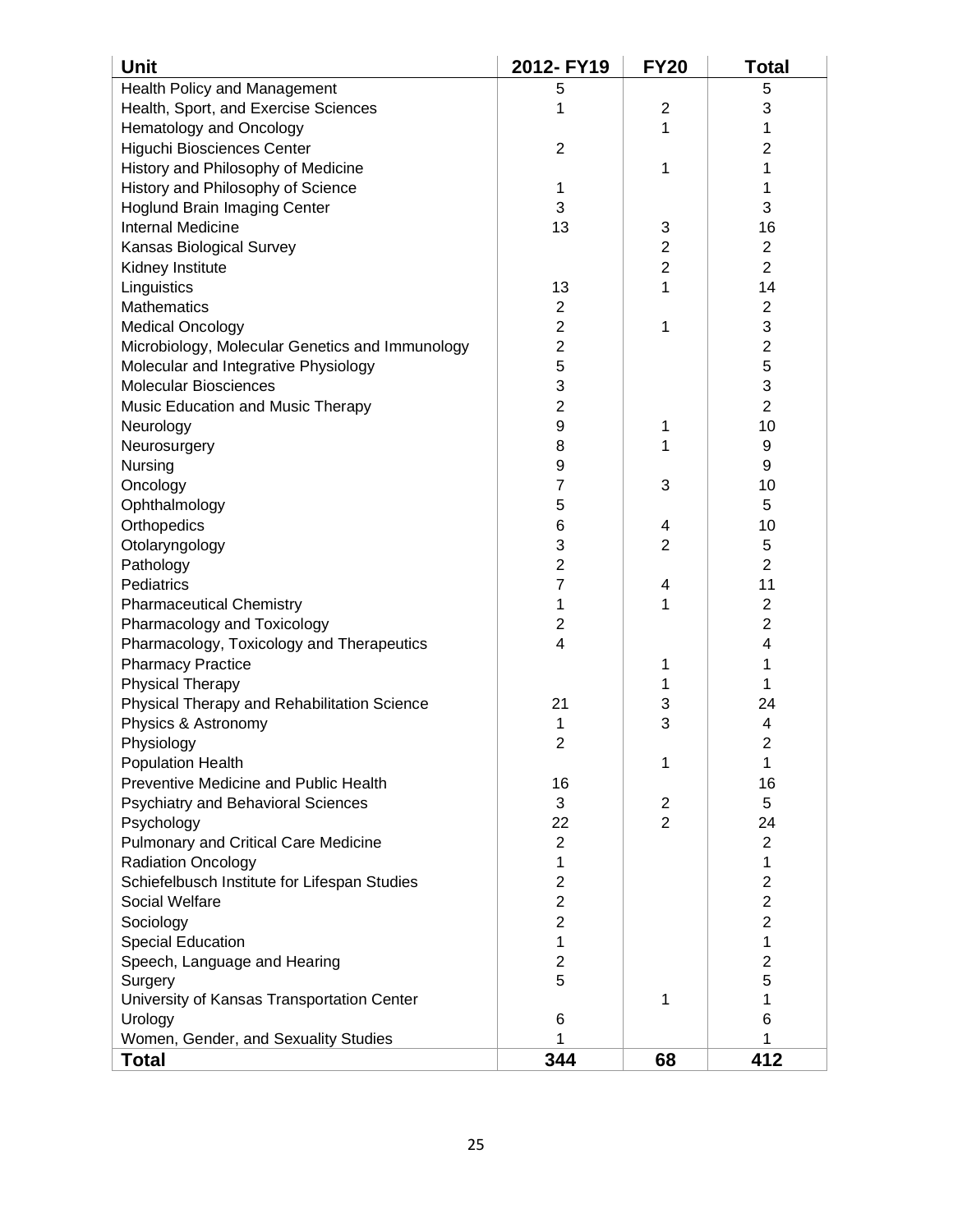| Unit | 2012- FY19 | FY20 | Total |
|---|---|---|---|
| Health Policy and Management | 5 | | 5 |
| Health, Sport, and Exercise Sciences | 1 | 2 | 3 |
| Hematology and Oncology | | 1 | 1 |
| Higuchi Biosciences Center | 2 | | 2 |
| History and Philosophy of Medicine | | 1 | 1 |
| History and Philosophy of Science | 1 | | 1 |
| Hoglund Brain Imaging Center | 3 | | 3 |
| Internal Medicine | 13 | 3 | 16 |
| Kansas Biological Survey | | 2 | 2 |
| Kidney Institute | | 2 | 2 |
| Linguistics | 13 | 1 | 14 |
| Mathematics | 2 | | 2 |
| Medical Oncology | 2 | 1 | 3 |
| Microbiology, Molecular Genetics and Immunology | 2 | | 2 |
| Molecular and Integrative Physiology | 5 | | 5 |
| Molecular Biosciences | 3 | | 3 |
| Music Education and Music Therapy | 2 | | 2 |
| Neurology | 9 | 1 | 10 |
| Neurosurgery | 8 | 1 | 9 |
| Nursing | 9 | | 9 |
| Oncology | 7 | 3 | 10 |
| Ophthalmology | 5 | | 5 |
| Orthopedics | 6 | 4 | 10 |
| Otolaryngology | 3 | 2 | 5 |
| Pathology | 2 | | 2 |
| Pediatrics | 7 | 4 | 11 |
| Pharmaceutical Chemistry | 1 | 1 | 2 |
| Pharmacology and Toxicology | 2 | | 2 |
| Pharmacology, Toxicology and Therapeutics | 4 | | 4 |
| Pharmacy Practice | | 1 | 1 |
| Physical Therapy | | 1 | 1 |
| Physical Therapy and Rehabilitation Science | 21 | 3 | 24 |
| Physics & Astronomy | 1 | 3 | 4 |
| Physiology | 2 | | 2 |
| Population Health | | 1 | 1 |
| Preventive Medicine and Public Health | 16 | | 16 |
| Psychiatry and Behavioral Sciences | 3 | 2 | 5 |
| Psychology | 22 | 2 | 24 |
| Pulmonary and Critical Care Medicine | 2 | | 2 |
| Radiation Oncology | 1 | | 1 |
| Schiefelbusch Institute for Lifespan Studies | 2 | | 2 |
| Social Welfare | 2 | | 2 |
| Sociology | 2 | | 2 |
| Special Education | 1 | | 1 |
| Speech, Language and Hearing | 2 | | 2 |
| Surgery | 5 | | 5 |
| University of Kansas Transportation Center | | 1 | 1 |
| Urology | 6 | | 6 |
| Women, Gender, and Sexuality Studies | 1 | | 1 |
| **Total** | **344** | **68** | **412** |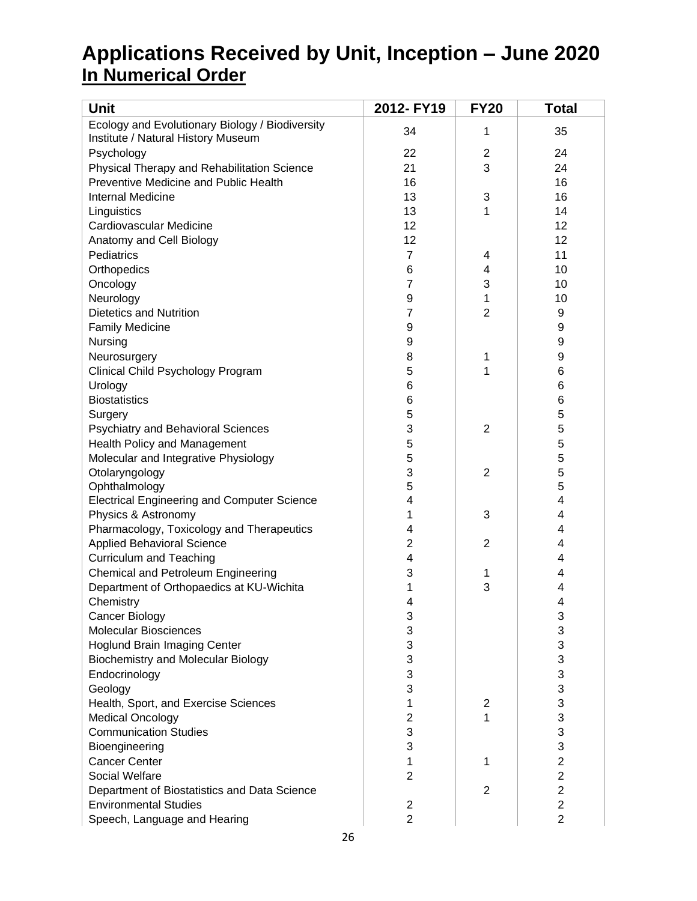# Applications Received by Unit, Inception – June 2020

## In Numerical Order

| Unit | 2012- FY19 | FY20 | Total |
|---|---|---|---|
| Ecology and Evolutionary Biology / Biodiversity Institute / Natural History Museum | 34 | 1 | 35 |
| Psychology | 22 | 2 | 24 |
| Physical Therapy and Rehabilitation Science | 21 | 3 | 24 |
| Preventive Medicine and Public Health | 16 | | 16 |
| Internal Medicine | 13 | 3 | 16 |
| Linguistics | 13 | 1 | 14 |
| Cardiovascular Medicine | 12 | | 12 |
| Anatomy and Cell Biology | 12 | | 12 |
| Pediatrics | 7 | 4 | 11 |
| Orthopedics | 6 | 4 | 10 |
| Oncology | 7 | 3 | 10 |
| Neurology | 9 | 1 | 10 |
| Dietetics and Nutrition | 7 | 2 | 9 |
| Family Medicine | 9 | | 9 |
| Nursing | 9 | | 9 |
| Neurosurgery | 8 | 1 | 9 |
| Clinical Child Psychology Program | 5 | 1 | 6 |
| Urology | 6 | | 6 |
| Biostatistics | 6 | | 6 |
| Surgery | 5 | | 5 |
| Psychiatry and Behavioral Sciences | 3 | 2 | 5 |
| Health Policy and Management | 5 | | 5 |
| Molecular and Integrative Physiology | 5 | | 5 |
| Otolaryngology | 3 | 2 | 5 |
| Ophthalmology | 5 | | 5 |
| Electrical Engineering and Computer Science | 4 | | 4 |
| Physics & Astronomy | 1 | 3 | 4 |
| Pharmacology, Toxicology and Therapeutics | 4 | | 4 |
| Applied Behavioral Science | 2 | 2 | 4 |
| Curriculum and Teaching | 4 | | 4 |
| Chemical and Petroleum Engineering | 3 | 1 | 4 |
| Department of Orthopaedics at KU-Wichita | 1 | 3 | 4 |
| Chemistry | 4 | | 4 |
| Cancer Biology | 3 | | 3 |
| Molecular Biosciences | 3 | | 3 |
| Hoglund Brain Imaging Center | 3 | | 3 |
| Biochemistry and Molecular Biology | 3 | | 3 |
| Endocrinology | 3 | | 3 |
| Geology | 3 | | 3 |
| Health, Sport, and Exercise Sciences | 1 | 2 | 3 |
| Medical Oncology | 2 | 1 | 3 |
| Communication Studies | 3 | | 3 |
| Bioengineering | 3 | | 3 |
| Cancer Center | 1 | 1 | 2 |
| Social Welfare | 2 | | 2 |
| Department of Biostatistics and Data Science | | 2 | 2 |
| Environmental Studies | 2 | | 2 |
| Speech, Language and Hearing | 2 | | 2 |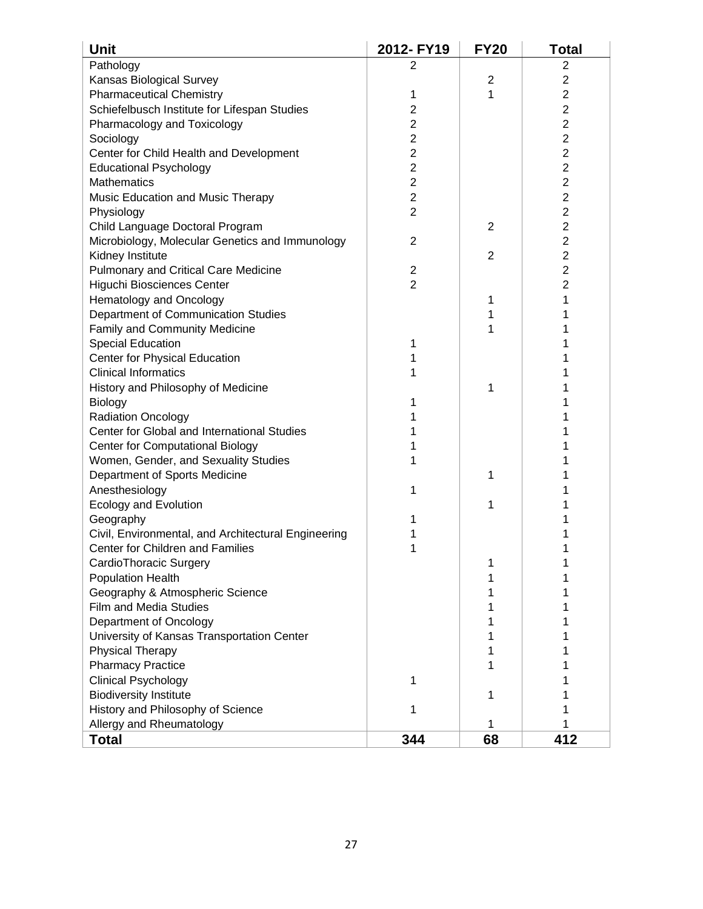| Unit | 2012- FY19 | FY20 | Total |
|---|---|---|---|
| Pathology | 2 | | 2 |
| Kansas Biological Survey | | 2 | 2 |
| Pharmaceutical Chemistry | 1 | 1 | 2 |
| Schiefelbusch Institute for Lifespan Studies | 2 | | 2 |
| Pharmacology and Toxicology | 2 | | 2 |
| Sociology | 2 | | 2 |
| Center for Child Health and Development | 2 | | 2 |
| Educational Psychology | 2 | | 2 |
| Mathematics | 2 | | 2 |
| Music Education and Music Therapy | 2 | | 2 |
| Physiology | 2 | | 2 |
| Child Language Doctoral Program | | 2 | 2 |
| Microbiology, Molecular Genetics and Immunology | 2 | | 2 |
| Kidney Institute | | 2 | 2 |
| Pulmonary and Critical Care Medicine | 2 | | 2 |
| Higuchi Biosciences Center | 2 | | 2 |
| Hematology and Oncology | | 1 | 1 |
| Department of Communication Studies | | 1 | 1 |
| Family and Community Medicine | | 1 | 1 |
| Special Education | 1 | | 1 |
| Center for Physical Education | 1 | | 1 |
| Clinical Informatics | 1 | | 1 |
| History and Philosophy of Medicine | | 1 | 1 |
| Biology | 1 | | 1 |
| Radiation Oncology | 1 | | 1 |
| Center for Global and International Studies | 1 | | 1 |
| Center for Computational Biology | 1 | | 1 |
| Women, Gender, and Sexuality Studies | 1 | | 1 |
| Department of Sports Medicine | | 1 | 1 |
| Anesthesiology | 1 | | 1 |
| Ecology and Evolution | | 1 | 1 |
| Geography | 1 | | 1 |
| Civil, Environmental, and Architectural Engineering | 1 | | 1 |
| Center for Children and Families | 1 | | 1 |
| CardioThoracic Surgery | | 1 | 1 |
| Population Health | | 1 | 1 |
| Geography & Atmospheric Science | | 1 | 1 |
| Film and Media Studies | | 1 | 1 |
| Department of Oncology | | 1 | 1 |
| University of Kansas Transportation Center | | 1 | 1 |
| Physical Therapy | | 1 | 1 |
| Pharmacy Practice | | 1 | 1 |
| Clinical Psychology | 1 | | 1 |
| Biodiversity Institute | | 1 | 1 |
| History and Philosophy of Science | 1 | | 1 |
| Allergy and Rheumatology | | 1 | 1 |
| **Total** | **344** | **68** | **412** |